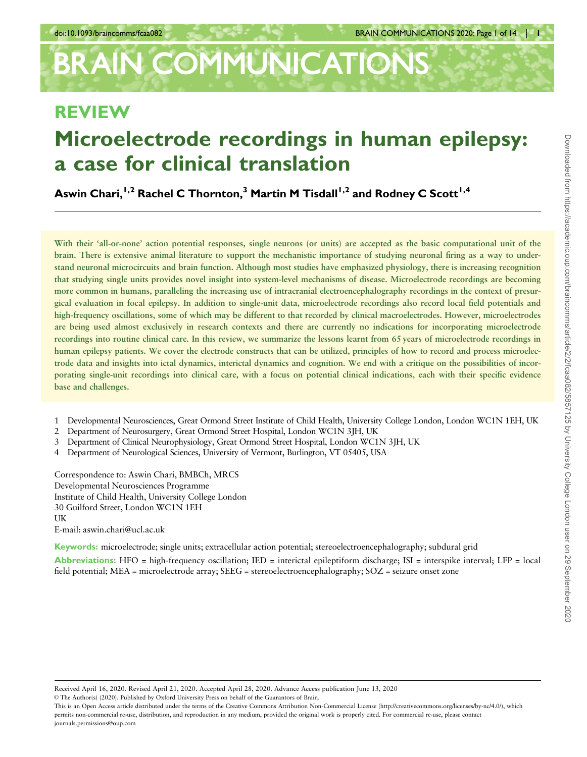REVIEW

# Microelectrode recordings in human epilepsy: a case for clinical translation

**Aswin Chari,[1,2] Rachel C Thornton,[3] Martin M Tisdall[1,2] and Rodney C Scott[1,4]**

**With their 'all-or-none' action potential responses, single neurons (or units) are accepted as the basic computational unit of the brain. There is extensive animal literature to support the mechanistic importance of studying neuronal firing as a way to understand neuronal microcircuits and brain function. Although most studies have emphasized physiology, there is increasing recognition that studying single units provides novel insight into system-level mechanisms of disease. Microelectrode recordings are becoming more common in humans, paralleling the increasing use of intracranial electroencephalography recordings in the context of presurgical evaluation in focal epilepsy. In addition to single-unit data, microelectrode recordings also record local field potentials and high-frequency oscillations, some of which may be different to that recorded by clinical macroelectrodes. However, microelectrodes are being used almost exclusively in research contexts and there are currently no indications for incorporating microelectrode recordings into routine clinical care. In this review, we summarize the lessons learnt from 65 years of microelectrode recordings in human epilepsy patients. We cover the electrode constructs that can be utilized, principles of how to record and process microelectrode data and insights into ictal dynamics, interictal dynamics and cognition. We end with a critique on the possibilities of incorporating single-unit recordings into clinical care, with a focus on potential clinical indications, each with their specific evidence base and challenges.**

1 Developmental Neurosciences, Great Ormond Street Institute of Child Health, University College London, London WC1N 1EH, UK
2 Department of Neurosurgery, Great Ormond Street Hospital, London WC1N 3JH, UK
3 Department of Clinical Neurophysiology, Great Ormond Street Hospital, London WC1N 3JH, UK
4 Department of Neurological Sciences, University of Vermont, Burlington, VT 05405, USA

Correspondence to: Aswin Chari, BMBCh, MRCS
Developmental Neurosciences Programme
Institute of Child Health, University College London
30 Guilford Street, London WC1N 1EH
UK
E-mail: aswin.chari@ucl.ac.uk

**Keywords:** microelectrode; single units; extracellular action potential; stereoelectroencephalography; subdural grid

**Abbreviations:** HFO = high-frequency oscillation; IED = interictal epileptiform discharge; ISI = interspike interval; LFP = local field potential; MEA = microelectrode array; SEEG = stereoelectroencephalography; SOZ = seizure onset zone

Received April 16, 2020. Revised April 21, 2020. Accepted April 28, 2020. Advance Access publication June 13, 2020
© The Author(s) (2020). Published by Oxford University Press on behalf of the Guarantors of Brain.
This is an Open Access article distributed under the terms of the Creative Commons Attribution Non-Commercial License (http://creativecommons.org/licenses/by-nc/4.0/), which permits non-commercial re-use, distribution, and reproduction in any medium, provided the original work is properly cited. For commercial re-use, please contact journals.permissions@oup.com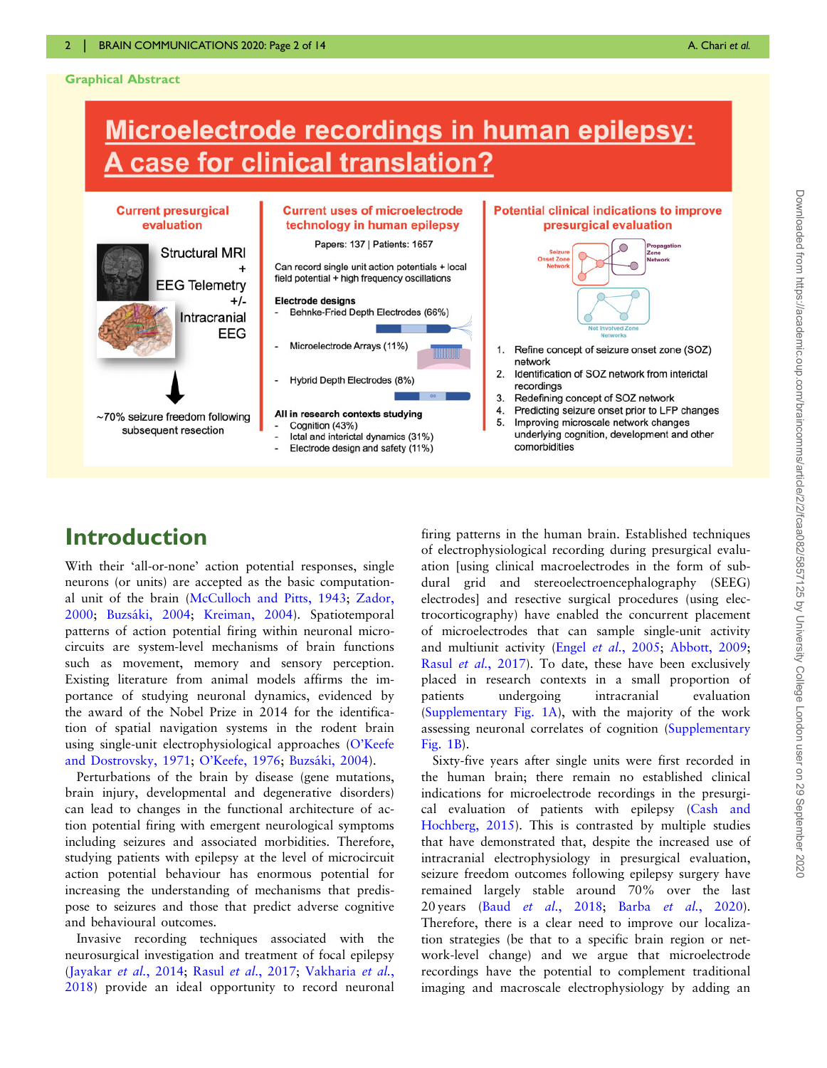## Graphical Abstract

# Microelectrode recordings in human epilepsy: A case for clinical translation?

**Current presurgical evaluation**

Structural MRI
+
EEG Telemetry
+/-
Intracranial EEG

~70% seizure freedom following subsequent resection

**Current uses of microelectrode technology in human epilepsy**

Papers: 137 | Patients: 1657

Can record single unit action potentials + local field potential + high frequency oscillations

**Electrode designs**
- Behnke-Fried Depth Electrodes (66%)
- Microelectrode Arrays (11%)
- Hybrid Depth Electrodes (8%)

**All in research contexts studying**
- Cognition (43%)
- Ictal and interictal dynamics (31%)
- Electrode design and safety (11%)

**Potential clinical indications to improve presurgical evaluation**

Seizure Onset Zone Network | Propagation Zone Network | Not Involved Zone Networks

1. Refine concept of seizure onset zone (SOZ) network
2. Identification of SOZ network from interictal recordings
3. Redefining concept of SOZ network
4. Predicting seizure onset prior to LFP changes
5. Improving microscale network changes underlying cognition, development and other comorbidities

# Introduction

With their 'all-or-none' action potential responses, single neurons (or units) are accepted as the basic computational unit of the brain (McCulloch and Pitts, 1943; Zador, 2000; Buzsáki, 2004; Kreiman, 2004). Spatiotemporal patterns of action potential firing within neuronal microcircuits are system-level mechanisms of brain functions such as movement, memory and sensory perception. Existing literature from animal models affirms the importance of studying neuronal dynamics, evidenced by the award of the Nobel Prize in 2014 for the identification of spatial navigation systems in the rodent brain using single-unit electrophysiological approaches (O'Keefe and Dostrovsky, 1971; O'Keefe, 1976; Buzsáki, 2004).

Perturbations of the brain by disease (gene mutations, brain injury, developmental and degenerative disorders) can lead to changes in the functional architecture of action potential firing with emergent neurological symptoms including seizures and associated morbidities. Therefore, studying patients with epilepsy at the level of microcircuit action potential behaviour has enormous potential for increasing the understanding of mechanisms that predispose to seizures and those that predict adverse cognitive and behavioural outcomes.

Invasive recording techniques associated with the neurosurgical investigation and treatment of focal epilepsy (Jayakar *et al.*, 2014; Rasul *et al.*, 2017; Vakharia *et al.*, 2018) provide an ideal opportunity to record neuronal firing patterns in the human brain. Established techniques of electrophysiological recording during presurgical evaluation [using clinical macroelectrodes in the form of subdural grid and stereoelectroencephalography (SEEG) electrodes] and resective surgical procedures (using electrocorticography) have enabled the concurrent placement of microelectrodes that can sample single-unit activity and multiunit activity (Engel *et al.*, 2005; Abbott, 2009; Rasul *et al.*, 2017). To date, these have been exclusively placed in research contexts in a small proportion of patients undergoing intracranial evaluation (Supplementary Fig. 1A), with the majority of the work assessing neuronal correlates of cognition (Supplementary Fig. 1B).

Sixty-five years after single units were first recorded in the human brain; there remain no established clinical indications for microelectrode recordings in the presurgical evaluation of patients with epilepsy (Cash and Hochberg, 2015). This is contrasted by multiple studies that have demonstrated that, despite the increased use of intracranial electrophysiology in presurgical evaluation, seizure freedom outcomes following epilepsy surgery have remained largely stable around 70% over the last 20 years (Baud *et al.*, 2018; Barba *et al.*, 2020). Therefore, there is a clear need to improve our localization strategies (be that to a specific brain region or network-level change) and we argue that microelectrode recordings have the potential to complement traditional imaging and macroscale electrophysiology by adding an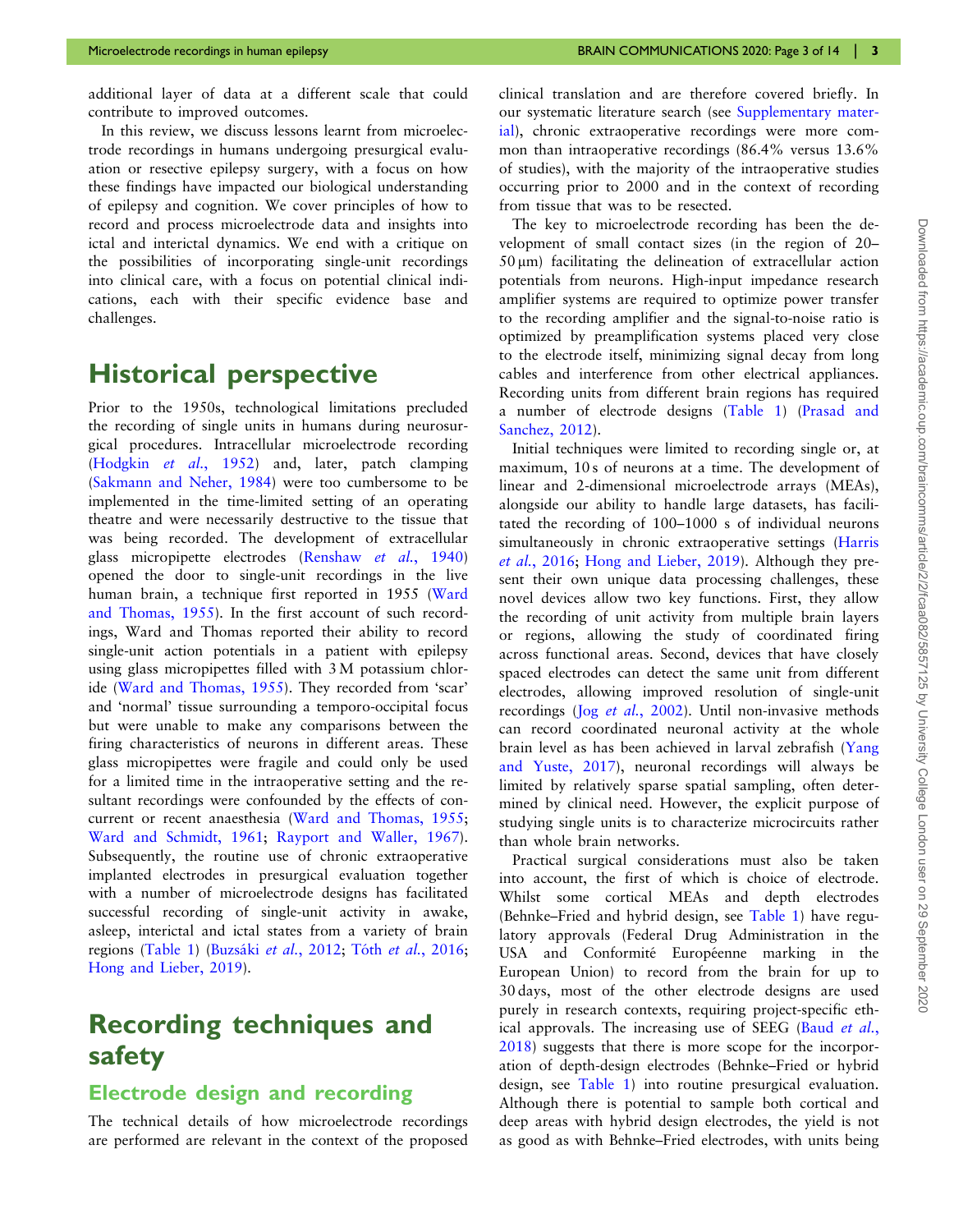additional layer of data at a different scale that could contribute to improved outcomes.

In this review, we discuss lessons learnt from microelectrode recordings in humans undergoing presurgical evaluation or resective epilepsy surgery, with a focus on how these findings have impacted our biological understanding of epilepsy and cognition. We cover principles of how to record and process microelectrode data and insights into ictal and interictal dynamics. We end with a critique on the possibilities of incorporating single-unit recordings into clinical care, with a focus on potential clinical indications, each with their specific evidence base and challenges.

# Historical perspective

Prior to the 1950s, technological limitations precluded the recording of single units in humans during neurosurgical procedures. Intracellular microelectrode recording (Hodgkin *et al.*, 1952) and, later, patch clamping (Sakmann and Neher, 1984) were too cumbersome to be implemented in the time-limited setting of an operating theatre and were necessarily destructive to the tissue that was being recorded. The development of extracellular glass micropipette electrodes (Renshaw *et al.*, 1940) opened the door to single-unit recordings in the live human brain, a technique first reported in 1955 (Ward and Thomas, 1955). In the first account of such recordings, Ward and Thomas reported their ability to record single-unit action potentials in a patient with epilepsy using glass micropipettes filled with 3 M potassium chloride (Ward and Thomas, 1955). They recorded from 'scar' and 'normal' tissue surrounding a temporo-occipital focus but were unable to make any comparisons between the firing characteristics of neurons in different areas. These glass micropipettes were fragile and could only be used for a limited time in the intraoperative setting and the resultant recordings were confounded by the effects of concurrent or recent anaesthesia (Ward and Thomas, 1955; Ward and Schmidt, 1961; Rayport and Waller, 1967). Subsequently, the routine use of chronic extraoperative implanted electrodes in presurgical evaluation together with a number of microelectrode designs has facilitated successful recording of single-unit activity in awake, asleep, interictal and ictal states from a variety of brain regions (Table 1) (Buzsáki *et al.*, 2012; Tóth *et al.*, 2016; Hong and Lieber, 2019).

# Recording techniques and safety

## Electrode design and recording

The technical details of how microelectrode recordings are performed are relevant in the context of the proposed clinical translation and are therefore covered briefly. In our systematic literature search (see Supplementary material), chronic extraoperative recordings were more common than intraoperative recordings (86.4% versus 13.6% of studies), with the majority of the intraoperative studies occurring prior to 2000 and in the context of recording from tissue that was to be resected.

The key to microelectrode recording has been the development of small contact sizes (in the region of 20–50 µm) facilitating the delineation of extracellular action potentials from neurons. High-input impedance research amplifier systems are required to optimize power transfer to the recording amplifier and the signal-to-noise ratio is optimized by preamplification systems placed very close to the electrode itself, minimizing signal decay from long cables and interference from other electrical appliances. Recording units from different brain regions has required a number of electrode designs (Table 1) (Prasad and Sanchez, 2012).

Initial techniques were limited to recording single or, at maximum, 10 s of neurons at a time. The development of linear and 2-dimensional microelectrode arrays (MEAs), alongside our ability to handle large datasets, has facilitated the recording of 100–1000 s of individual neurons simultaneously in chronic extraoperative settings (Harris *et al.*, 2016; Hong and Lieber, 2019). Although they present their own unique data processing challenges, these novel devices allow two key functions. First, they allow the recording of unit activity from multiple brain layers or regions, allowing the study of coordinated firing across functional areas. Second, devices that have closely spaced electrodes can detect the same unit from different electrodes, allowing improved resolution of single-unit recordings (Jog *et al.*, 2002). Until non-invasive methods can record coordinated neuronal activity at the whole brain level as has been achieved in larval zebrafish (Yang and Yuste, 2017), neuronal recordings will always be limited by relatively sparse spatial sampling, often determined by clinical need. However, the explicit purpose of studying single units is to characterize microcircuits rather than whole brain networks.

Practical surgical considerations must also be taken into account, the first of which is choice of electrode. Whilst some cortical MEAs and depth electrodes (Behnke–Fried and hybrid design, see Table 1) have regulatory approvals (Federal Drug Administration in the USA and Conformité Européenne marking in the European Union) to record from the brain for up to 30 days, most of the other electrode designs are used purely in research contexts, requiring project-specific ethical approvals. The increasing use of SEEG (Baud *et al.*, 2018) suggests that there is more scope for the incorporation of depth-design electrodes (Behnke–Fried or hybrid design, see Table 1) into routine presurgical evaluation. Although there is potential to sample both cortical and deep areas with hybrid design electrodes, the yield is not as good as with Behnke–Fried electrodes, with units being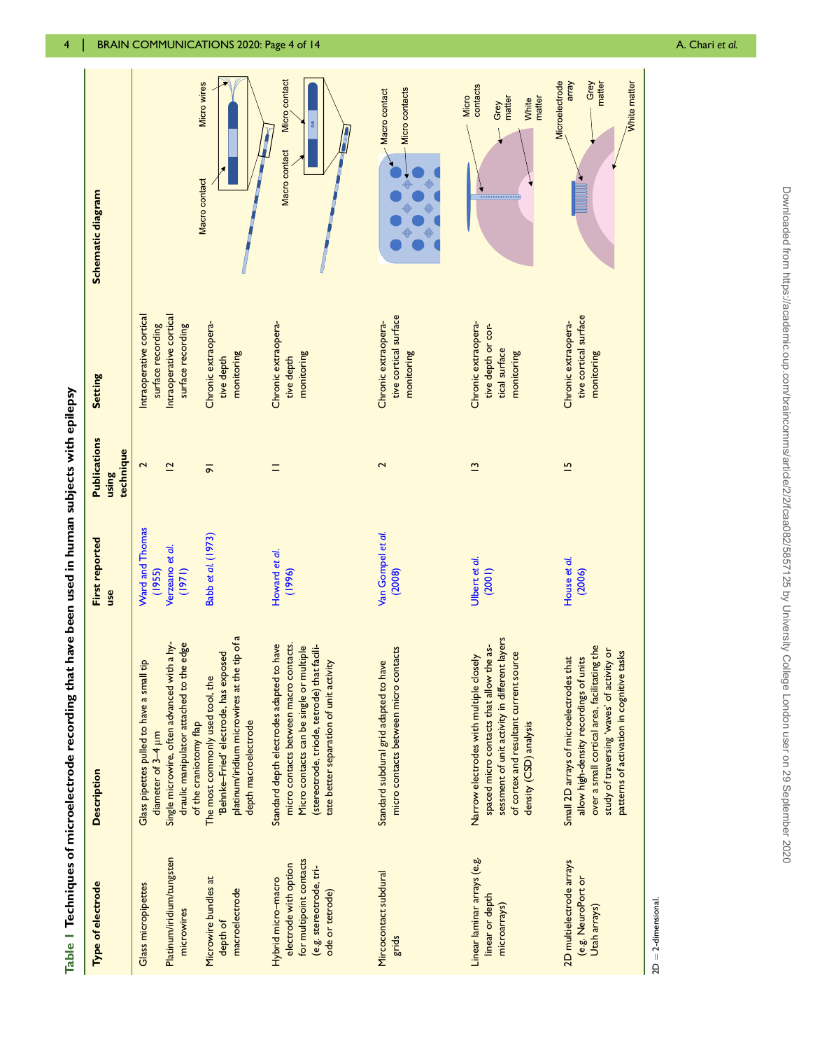**Table 1 Techniques of microelectrode recording that have been used in human subjects with epilepsy**

| Type of electrode | Description | First reported use | Publications using technique | Setting | Schematic diagram |
|---|---|---|---|---|---|
| Glass micropipettes | Glass pipettes pulled to have a small tip diameter of 3–4 µm | Ward and Thomas (1955) | 2 | Intraoperative cortical surface recording | |
| Platinum/iridium/tungsten microwires | Single microwire, often advanced with a hydraulic manipulator attached to the edge of the craniotomy flap | Verzeano et al. (1971) | 12 | Intraoperative cortical surface recording | |
| Microwire bundles at depth of macroelectrode | The most commonly used tool, the 'Behnke–Fried' electrode, has exposed platinum/iridium microwires at the tip of a depth macroelectrode | Babb et al. (1973) | 91 | Chronic extraoperative depth monitoring | |
| Hybrid micro–macro electrode with option for multipoint contacts (e.g. stereotrode, triode or tetrode) | Standard depth electrodes adapted to have micro contacts between macro contacts. Micro contacts can be single or multiple (stereotrode, triode, tetrode) that facilitate better separation of unit activity | Howard et al. (1996) | 11 | Chronic extraoperative depth monitoring | |
| Mircocontact subdural grids | Standard subdural grid adapted to have micro contacts between macro contacts | Van Gompel et al. (2008) | 2 | Chronic extraoperative cortical surface monitoring | |
| Linear laminar arrays (e.g. linear or depth microarrays) | Narrow electrodes with multiple closely spaced micro contacts that allow the assessment of unit activity in different layers of cortex and resultant current source density (CSD) analysis | Ulbert et al. (2001) | 13 | Chronic extraoperative depth or cortical surface monitoring | |
| 2D multielectrode arrays (e.g. NeuroPort or Utah arrays) | Small 2D arrays of microelectrodes that allow high-density recordings of units over a small cortical area, facilitating the study of traversing 'waves' of activity or patterns of activation in cognitive tasks | House et al. (2006) | 15 | Chronic extraoperative cortical surface monitoring | |

2D = 2-dimensional.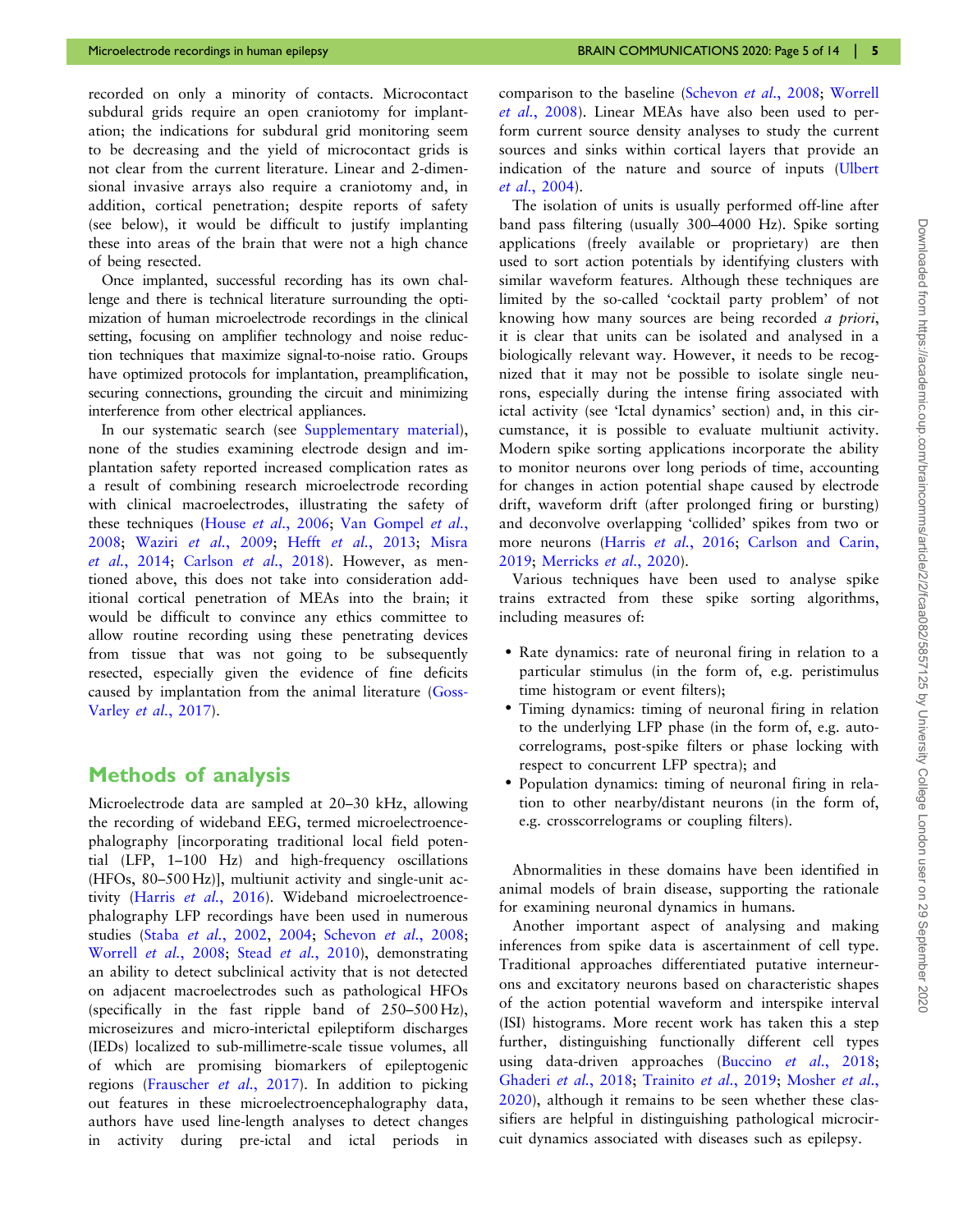recorded on only a minority of contacts. Microcontact subdural grids require an open craniotomy for implantation; the indications for subdural grid monitoring seem to be decreasing and the yield of microcontact grids is not clear from the current literature. Linear and 2-dimensional invasive arrays also require a craniotomy and, in addition, cortical penetration; despite reports of safety (see below), it would be difficult to justify implanting these into areas of the brain that were not a high chance of being resected.

Once implanted, successful recording has its own challenge and there is technical literature surrounding the optimization of human microelectrode recordings in the clinical setting, focusing on amplifier technology and noise reduction techniques that maximize signal-to-noise ratio. Groups have optimized protocols for implantation, preamplification, securing connections, grounding the circuit and minimizing interference from other electrical appliances.

In our systematic search (see Supplementary material), none of the studies examining electrode design and implantation safety reported increased complication rates as a result of combining research microelectrode recording with clinical macroelectrodes, illustrating the safety of these techniques (House *et al.*, 2006; Van Gompel *et al.*, 2008; Waziri *et al.*, 2009; Hefft *et al.*, 2013; Misra *et al.*, 2014; Carlson *et al.*, 2018). However, as mentioned above, this does not take into consideration additional cortical penetration of MEAs into the brain; it would be difficult to convince any ethics committee to allow routine recording using these penetrating devices from tissue that was not going to be subsequently resected, especially given the evidence of fine deficits caused by implantation from the animal literature (Goss-Varley *et al.*, 2017).

## Methods of analysis

Microelectrode data are sampled at 20–30 kHz, allowing the recording of wideband EEG, termed microelectroencephalography [incorporating traditional local field potential (LFP, 1–100 Hz) and high-frequency oscillations (HFOs, 80–500 Hz)], multiunit activity and single-unit activity (Harris *et al.*, 2016). Wideband microelectroencephalography LFP recordings have been used in numerous studies (Staba *et al.*, 2002, 2004; Schevon *et al.*, 2008; Worrell *et al.*, 2008; Stead *et al.*, 2010), demonstrating an ability to detect subclinical activity that is not detected on adjacent macroelectrodes such as pathological HFOs (specifically in the fast ripple band of 250–500 Hz), microseizures and micro-interictal epileptiform discharges (IEDs) localized to sub-millimetre-scale tissue volumes, all of which are promising biomarkers of epileptogenic regions (Frauscher *et al.*, 2017). In addition to picking out features in these microelectroencephalography data, authors have used line-length analyses to detect changes in activity during pre-ictal and ictal periods in comparison to the baseline (Schevon *et al.*, 2008; Worrell *et al.*, 2008). Linear MEAs have also been used to perform current source density analyses to study the current sources and sinks within cortical layers that provide an indication of the nature and source of inputs (Ulbert *et al.*, 2004).

The isolation of units is usually performed off-line after band pass filtering (usually 300–4000 Hz). Spike sorting applications (freely available or proprietary) are then used to sort action potentials by identifying clusters with similar waveform features. Although these techniques are limited by the so-called 'cocktail party problem' of not knowing how many sources are being recorded *a priori*, it is clear that units can be isolated and analysed in a biologically relevant way. However, it needs to be recognized that it may not be possible to isolate single neurons, especially during the intense firing associated with ictal activity (see 'Ictal dynamics' section) and, in this circumstance, it is possible to evaluate multiunit activity. Modern spike sorting applications incorporate the ability to monitor neurons over long periods of time, accounting for changes in action potential shape caused by electrode drift, waveform drift (after prolonged firing or bursting) and deconvolve overlapping 'collided' spikes from two or more neurons (Harris *et al.*, 2016; Carlson and Carin, 2019; Merricks *et al.*, 2020).

Various techniques have been used to analyse spike trains extracted from these spike sorting algorithms, including measures of:

- Rate dynamics: rate of neuronal firing in relation to a particular stimulus (in the form of, e.g. peristimulus time histogram or event filters);
- Timing dynamics: timing of neuronal firing in relation to the underlying LFP phase (in the form of, e.g. autocorrelograms, post-spike filters or phase locking with respect to concurrent LFP spectra); and
- Population dynamics: timing of neuronal firing in relation to other nearby/distant neurons (in the form of, e.g. crosscorrelograms or coupling filters).

Abnormalities in these domains have been identified in animal models of brain disease, supporting the rationale for examining neuronal dynamics in humans.

Another important aspect of analysing and making inferences from spike data is ascertainment of cell type. Traditional approaches differentiated putative interneurons and excitatory neurons based on characteristic shapes of the action potential waveform and interspike interval (ISI) histograms. More recent work has taken this a step further, distinguishing functionally different cell types using data-driven approaches (Buccino *et al.*, 2018; Ghaderi *et al.*, 2018; Trainito *et al.*, 2019; Mosher *et al.*, 2020), although it remains to be seen whether these classifiers are helpful in distinguishing pathological microcircuit dynamics associated with diseases such as epilepsy.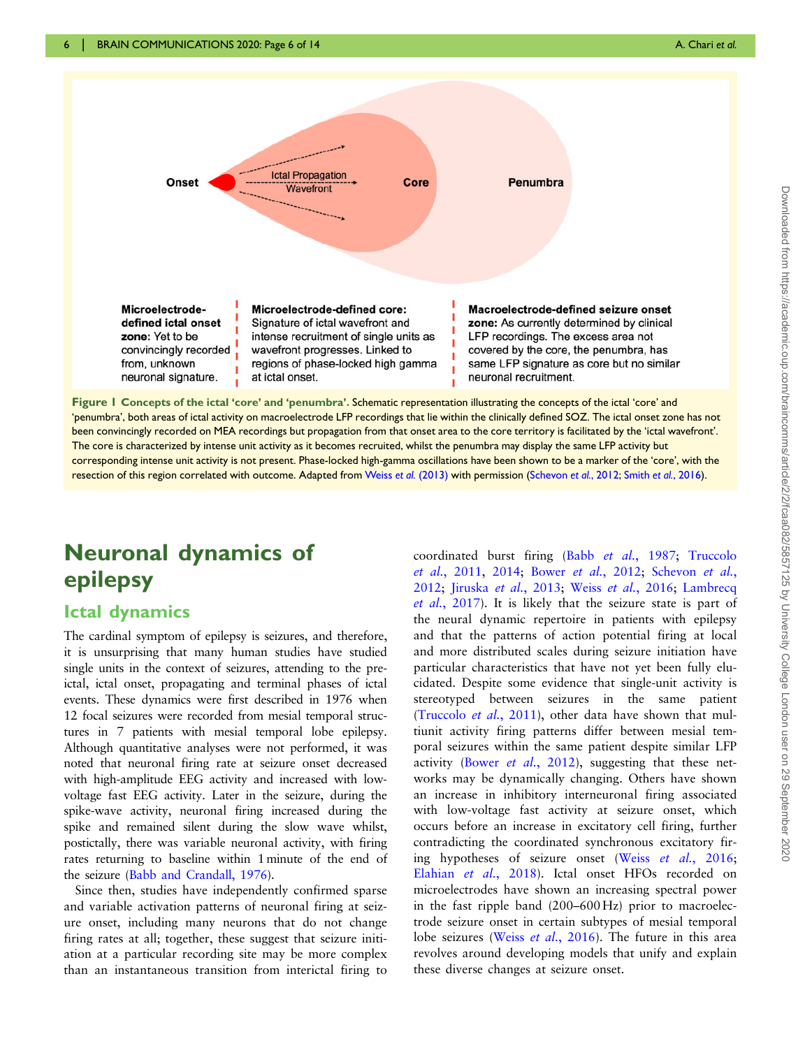Onset

Ictal Propagation Wavefront

Core

Penumbra

**Microelectrode-defined ictal onset zone**: Yet to be convincingly recorded from, unknown neuronal signature.

**Microelectrode-defined core:** Signature of ictal wavefront and intense recruitment of single units as wavefront progresses. Linked to regions of phase-locked high gamma at ictal onset.

**Macroelectrode-defined seizure onset zone:** As currently determined by clinical LFP recordings. The excess area not covered by the core, the penumbra, has same LFP signature as core but no similar neuronal recruitment.

**Figure 1 Concepts of the ictal 'core' and 'penumbra'.** Schematic representation illustrating the concepts of the ictal 'core' and 'penumbra', both areas of ictal activity on macroelectrode LFP recordings that lie within the clinically defined SOZ. The ictal onset zone has not been convincingly recorded on MEA recordings but propagation from that onset area to the core territory is facilitated by the 'ictal wavefront'. The core is characterized by intense unit activity as it becomes recruited, whilst the penumbra may display the same LFP activity but corresponding intense unit activity is not present. Phase-locked high-gamma oscillations have been shown to be a marker of the 'core', with the resection of this region correlated with outcome. Adapted from Weiss *et al.* (2013) with permission (Schevon *et al.*, 2012; Smith *et al.*, 2016).

# Neuronal dynamics of epilepsy

## Ictal dynamics

The cardinal symptom of epilepsy is seizures, and therefore, it is unsurprising that many human studies have studied single units in the context of seizures, attending to the pre-ictal, ictal onset, propagating and terminal phases of ictal events. These dynamics were first described in 1976 when 12 focal seizures were recorded from mesial temporal structures in 7 patients with mesial temporal lobe epilepsy. Although quantitative analyses were not performed, it was noted that neuronal firing rate at seizure onset decreased with high-amplitude EEG activity and increased with low-voltage fast EEG activity. Later in the seizure, during the spike-wave activity, neuronal firing increased during the spike and remained silent during the slow wave whilst, postictally, there was variable neuronal activity, with firing rates returning to baseline within 1 minute of the end of the seizure (Babb and Crandall, 1976).

Since then, studies have independently confirmed sparse and variable activation patterns of neuronal firing at seizure onset, including many neurons that do not change firing rates at all; together, these suggest that seizure initiation at a particular recording site may be more complex than an instantaneous transition from interictal firing to coordinated burst firing (Babb *et al.*, 1987; Truccolo *et al.*, 2011, 2014; Bower *et al.*, 2012; Schevon *et al.*, 2012; Jiruska *et al.*, 2013; Weiss *et al.*, 2016; Lambrecq *et al.*, 2017). It is likely that the seizure state is part of the neural dynamic repertoire in patients with epilepsy and that the patterns of action potential firing at local and more distributed scales during seizure initiation have particular characteristics that have not yet been fully elucidated. Despite some evidence that single-unit activity is stereotyped between seizures in the same patient (Truccolo *et al.*, 2011), other data have shown that multiunit activity firing patterns differ between mesial temporal seizures within the same patient despite similar LFP activity (Bower *et al.*, 2012), suggesting that these networks may be dynamically changing. Others have shown an increase in inhibitory interneuronal firing associated with low-voltage fast activity at seizure onset, which occurs before an increase in excitatory cell firing, further contradicting the coordinated synchronous excitatory firing hypotheses of seizure onset (Weiss *et al.*, 2016; Elahian *et al.*, 2018). Ictal onset HFOs recorded on microelectrodes have shown an increasing spectral power in the fast ripple band (200–600 Hz) prior to macroelectrode seizure onset in certain subtypes of mesial temporal lobe seizures (Weiss *et al.*, 2016). The future in this area revolves around developing models that unify and explain these diverse changes at seizure onset.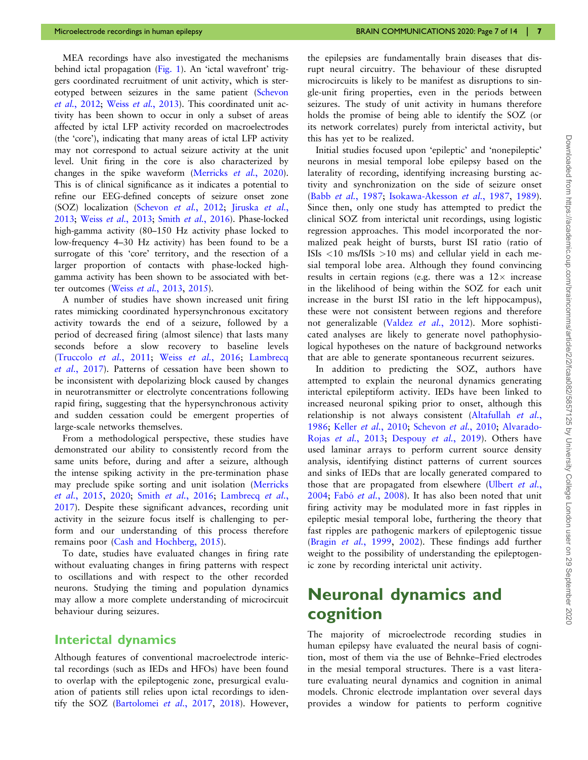MEA recordings have also investigated the mechanisms behind ictal propagation (Fig. 1). An 'ictal wavefront' triggers coordinated recruitment of unit activity, which is stereotyped between seizures in the same patient (Schevon *et al.*, 2012; Weiss *et al.*, 2013). This coordinated unit activity has been shown to occur in only a subset of areas affected by ictal LFP activity recorded on macroelectrodes (the 'core'), indicating that many areas of ictal LFP activity may not correspond to actual seizure activity at the unit level. Unit firing in the core is also characterized by changes in the spike waveform (Merricks *et al.*, 2020). This is of clinical significance as it indicates a potential to refine our EEG-defined concepts of seizure onset zone (SOZ) localization (Schevon *et al.*, 2012; Jiruska *et al.*, 2013; Weiss *et al.*, 2013; Smith *et al.*, 2016). Phase-locked high-gamma activity (80–150 Hz activity phase locked to low-frequency 4–30 Hz activity) has been found to be a surrogate of this 'core' territory, and the resection of a larger proportion of contacts with phase-locked high-gamma activity has been shown to be associated with better outcomes (Weiss *et al.*, 2013, 2015).

A number of studies have shown increased unit firing rates mimicking coordinated hypersynchronous excitatory activity towards the end of a seizure, followed by a period of decreased firing (almost silence) that lasts many seconds before a slow recovery to baseline levels (Truccolo *et al.*, 2011; Weiss *et al.*, 2016; Lambrecq *et al.*, 2017). Patterns of cessation have been shown to be inconsistent with depolarizing block caused by changes in neurotransmitter or electrolyte concentrations following rapid firing, suggesting that the hypersynchronous activity and sudden cessation could be emergent properties of large-scale networks themselves.

From a methodological perspective, these studies have demonstrated our ability to consistently record from the same units before, during and after a seizure, although the intense spiking activity in the pre-termination phase may preclude spike sorting and unit isolation (Merricks *et al.*, 2015, 2020; Smith *et al.*, 2016; Lambrecq *et al.*, 2017). Despite these significant advances, recording unit activity in the seizure focus itself is challenging to perform and our understanding of this process therefore remains poor (Cash and Hochberg, 2015).

To date, studies have evaluated changes in firing rate without evaluating changes in firing patterns with respect to oscillations and with respect to the other recorded neurons. Studying the timing and population dynamics may allow a more complete understanding of microcircuit behaviour during seizures.

## Interictal dynamics

Although features of conventional macroelectrode interictal recordings (such as IEDs and HFOs) have been found to overlap with the epileptogenic zone, presurgical evaluation of patients still relies upon ictal recordings to identify the SOZ (Bartolomei *et al.*, 2017, 2018). However, the epilepsies are fundamentally brain diseases that disrupt neural circuitry. The behaviour of these disrupted microcircuits is likely to be manifest as disruptions to single-unit firing properties, even in the periods between seizures. The study of unit activity in humans therefore holds the promise of being able to identify the SOZ (or its network correlates) purely from interictal activity, but this has yet to be realized.

Initial studies focused upon 'epileptic' and 'nonepileptic' neurons in mesial temporal lobe epilepsy based on the laterality of recording, identifying increasing bursting activity and synchronization on the side of seizure onset (Babb *et al.*, 1987; Isokawa-Akesson *et al.*, 1987, 1989). Since then, only one study has attempted to predict the clinical SOZ from interictal unit recordings, using logistic regression approaches. This model incorporated the normalized peak height of bursts, burst ISI ratio (ratio of ISIs <10 ms/ISIs >10 ms) and cellular yield in each mesial temporal lobe area. Although they found convincing results in certain regions (e.g. there was a 12× increase in the likelihood of being within the SOZ for each unit increase in the burst ISI ratio in the left hippocampus), these were not consistent between regions and therefore not generalizable (Valdez *et al.*, 2012). More sophisticated analyses are likely to generate novel pathophysiological hypotheses on the nature of background networks that are able to generate spontaneous recurrent seizures.

In addition to predicting the SOZ, authors have attempted to explain the neuronal dynamics generating interictal epileptiform activity. IEDs have been linked to increased neuronal spiking prior to onset, although this relationship is not always consistent (Altafullah *et al.*, 1986; Keller *et al.*, 2010; Schevon *et al.*, 2010; Alvarado-Rojas *et al.*, 2013; Despouy *et al.*, 2019). Others have used laminar arrays to perform current source density analysis, identifying distinct patterns of current sources and sinks of IEDs that are locally generated compared to those that are propagated from elsewhere (Ulbert *et al.*, 2004; Fabó *et al.*, 2008). It has also been noted that unit firing activity may be modulated more in fast ripples in epileptic mesial temporal lobe, furthering the theory that fast ripples are pathogenic markers of epileptogenic tissue (Bragin *et al.*, 1999, 2002). These findings add further weight to the possibility of understanding the epileptogenic zone by recording interictal unit activity.

# Neuronal dynamics and cognition

The majority of microelectrode recording studies in human epilepsy have evaluated the neural basis of cognition, most of them via the use of Behnke–Fried electrodes in the mesial temporal structures. There is a vast literature evaluating neural dynamics and cognition in animal models. Chronic electrode implantation over several days provides a window for patients to perform cognitive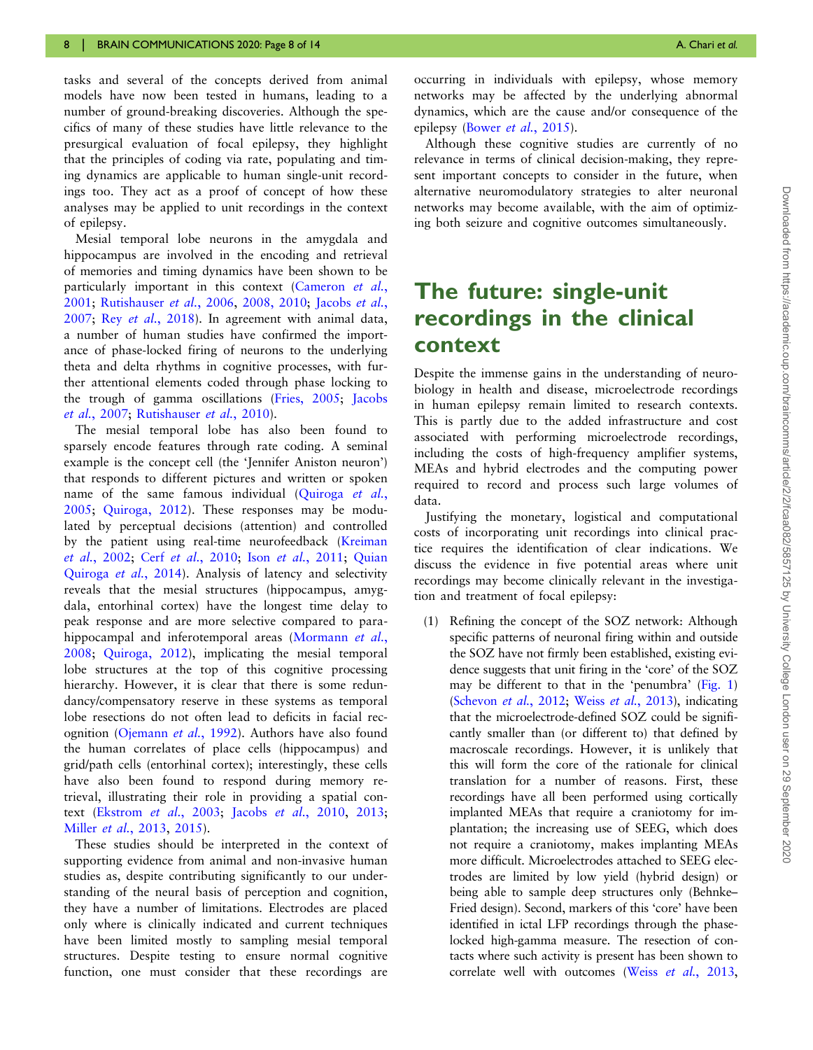tasks and several of the concepts derived from animal models have now been tested in humans, leading to a number of ground-breaking discoveries. Although the specifics of many of these studies have little relevance to the presurgical evaluation of focal epilepsy, they highlight that the principles of coding via rate, populating and timing dynamics are applicable to human single-unit recordings too. They act as a proof of concept of how these analyses may be applied to unit recordings in the context of epilepsy.

Mesial temporal lobe neurons in the amygdala and hippocampus are involved in the encoding and retrieval of memories and timing dynamics have been shown to be particularly important in this context (Cameron *et al.*, 2001; Rutishauser *et al.*, 2006, 2008, 2010; Jacobs *et al.*, 2007; Rey *et al.*, 2018). In agreement with animal data, a number of human studies have confirmed the importance of phase-locked firing of neurons to the underlying theta and delta rhythms in cognitive processes, with further attentional elements coded through phase locking to the trough of gamma oscillations (Fries, 2005; Jacobs *et al.*, 2007; Rutishauser *et al.*, 2010).

The mesial temporal lobe has also been found to sparsely encode features through rate coding. A seminal example is the concept cell (the 'Jennifer Aniston neuron') that responds to different pictures and written or spoken name of the same famous individual (Quiroga *et al.*, 2005; Quiroga, 2012). These responses may be modulated by perceptual decisions (attention) and controlled by the patient using real-time neurofeedback (Kreiman *et al.*, 2002; Cerf *et al.*, 2010; Ison *et al.*, 2011; Quian Quiroga *et al.*, 2014). Analysis of latency and selectivity reveals that the mesial structures (hippocampus, amygdala, entorhinal cortex) have the longest time delay to peak response and are more selective compared to parahippocampal and inferotemporal areas (Mormann *et al.*, 2008; Quiroga, 2012), implicating the mesial temporal lobe structures at the top of this cognitive processing hierarchy. However, it is clear that there is some redundancy/compensatory reserve in these systems as temporal lobe resections do not often lead to deficits in facial recognition (Ojemann *et al.*, 1992). Authors have also found the human correlates of place cells (hippocampus) and grid/path cells (entorhinal cortex); interestingly, these cells have also been found to respond during memory retrieval, illustrating their role in providing a spatial context (Ekstrom *et al.*, 2003; Jacobs *et al.*, 2010, 2013; Miller *et al.*, 2013, 2015).

These studies should be interpreted in the context of supporting evidence from animal and non-invasive human studies as, despite contributing significantly to our understanding of the neural basis of perception and cognition, they have a number of limitations. Electrodes are placed only where is clinically indicated and current techniques have been limited mostly to sampling mesial temporal structures. Despite testing to ensure normal cognitive function, one must consider that these recordings are occurring in individuals with epilepsy, whose memory networks may be affected by the underlying abnormal dynamics, which are the cause and/or consequence of the epilepsy (Bower *et al.*, 2015).

Although these cognitive studies are currently of no relevance in terms of clinical decision-making, they represent important concepts to consider in the future, when alternative neuromodulatory strategies to alter neuronal networks may become available, with the aim of optimizing both seizure and cognitive outcomes simultaneously.

# The future: single-unit recordings in the clinical context

Despite the immense gains in the understanding of neurobiology in health and disease, microelectrode recordings in human epilepsy remain limited to research contexts. This is partly due to the added infrastructure and cost associated with performing microelectrode recordings, including the costs of high-frequency amplifier systems, MEAs and hybrid electrodes and the computing power required to record and process such large volumes of data.

Justifying the monetary, logistical and computational costs of incorporating unit recordings into clinical practice requires the identification of clear indications. We discuss the evidence in five potential areas where unit recordings may become clinically relevant in the investigation and treatment of focal epilepsy:

(1) Refining the concept of the SOZ network: Although specific patterns of neuronal firing within and outside the SOZ have not firmly been established, existing evidence suggests that unit firing in the 'core' of the SOZ may be different to that in the 'penumbra' (Fig. 1) (Schevon *et al.*, 2012; Weiss *et al.*, 2013), indicating that the microelectrode-defined SOZ could be significantly smaller than (or different to) that defined by macroscale recordings. However, it is unlikely that this will form the core of the rationale for clinical translation for a number of reasons. First, these recordings have all been performed using cortically implanted MEAs that require a craniotomy for implantation; the increasing use of SEEG, which does not require a craniotomy, makes implanting MEAs more difficult. Microelectrodes attached to SEEG electrodes are limited by low yield (hybrid design) or being able to sample deep structures only (Behnke–Fried design). Second, markers of this 'core' have been identified in ictal LFP recordings through the phase-locked high-gamma measure. The resection of contacts where such activity is present has been shown to correlate well with outcomes (Weiss *et al.*, 2013,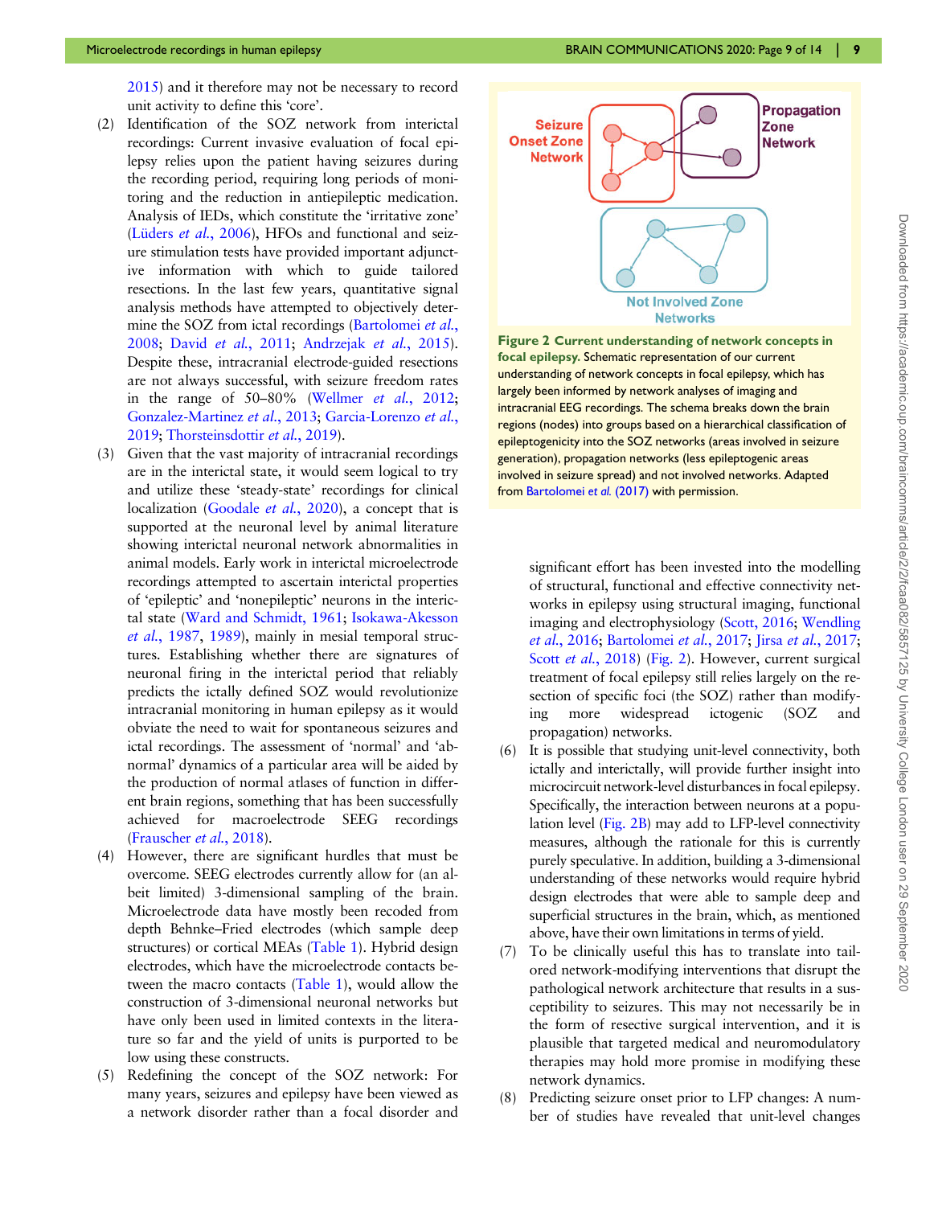2015) and it therefore may not be necessary to record unit activity to define this 'core'.

(2) Identification of the SOZ network from interictal recordings: Current invasive evaluation of focal epilepsy relies upon the patient having seizures during the recording period, requiring long periods of monitoring and the reduction in antiepileptic medication. Analysis of IEDs, which constitute the 'irritative zone' (Lüders *et al.*, 2006), HFOs and functional and seizure stimulation tests have provided important adjunctive information with which to guide tailored resections. In the last few years, quantitative signal analysis methods have attempted to objectively determine the SOZ from ictal recordings (Bartolomei *et al.*, 2008; David *et al.*, 2011; Andrzejak *et al.*, 2015). Despite these, intracranial electrode-guided resections are not always successful, with seizure freedom rates in the range of 50–80% (Wellmer *et al.*, 2012; Gonzalez-Martinez *et al.*, 2013; Garcia-Lorenzo *et al.*, 2019; Thorsteinsdottir *et al.*, 2019).

(3) Given that the vast majority of intracranial recordings are in the interictal state, it would seem logical to try and utilize these 'steady-state' recordings for clinical localization (Goodale *et al.*, 2020), a concept that is supported at the neuronal level by animal literature showing interictal neuronal network abnormalities in animal models. Early work in interictal microelectrode recordings attempted to ascertain interictal properties of 'epileptic' and 'nonepileptic' neurons in the interictal state (Ward and Schmidt, 1961; Isokawa-Akesson *et al.*, 1987, 1989), mainly in mesial temporal structures. Establishing whether there are signatures of neuronal firing in the interictal period that reliably predicts the ictally defined SOZ would revolutionize intracranial monitoring in human epilepsy as it would obviate the need to wait for spontaneous seizures and ictal recordings. The assessment of 'normal' and 'abnormal' dynamics of a particular area will be aided by the production of normal atlases of function in different brain regions, something that has been successfully achieved for macroelectrode SEEG recordings (Frauscher *et al.*, 2018).

(4) However, there are significant hurdles that must be overcome. SEEG electrodes currently allow for (an albeit limited) 3-dimensional sampling of the brain. Microelectrode data have mostly been recoded from depth Behnke–Fried electrodes (which sample deep structures) or cortical MEAs (Table 1). Hybrid design electrodes, which have the microelectrode contacts between the macro contacts (Table 1), would allow the construction of 3-dimensional neuronal networks but have only been used in limited contexts in the literature so far and the yield of units is purported to be low using these constructs.

(5) Redefining the concept of the SOZ network: For many years, seizures and epilepsy have been viewed as a network disorder rather than a focal disorder and significant effort has been invested into the modelling of structural, functional and effective connectivity networks in epilepsy using structural imaging, functional imaging and electrophysiology (Scott, 2016; Wendling *et al.*, 2016; Bartolomei *et al.*, 2017; Jirsa *et al.*, 2017; Scott *et al.*, 2018) (Fig. 2). However, current surgical treatment of focal epilepsy still relies largely on the resection of specific foci (the SOZ) rather than modifying more widespread ictogenic (SOZ and propagation) networks.

**Figure 2 Current understanding of network concepts in focal epilepsy.** Schematic representation of our current understanding of network concepts in focal epilepsy, which has largely been informed by network analyses of imaging and intracranial EEG recordings. The schema breaks down the brain regions (nodes) into groups based on a hierarchical classification of epileptogenicity into the SOZ networks (areas involved in seizure generation), propagation networks (less epileptogenic areas involved in seizure spread) and not involved networks. Adapted from Bartolomei *et al.* (2017) with permission.

(6) It is possible that studying unit-level connectivity, both ictally and interictally, will provide further insight into microcircuit network-level disturbances in focal epilepsy. Specifically, the interaction between neurons at a population level (Fig. 2B) may add to LFP-level connectivity measures, although the rationale for this is currently purely speculative. In addition, building a 3-dimensional understanding of these networks would require hybrid design electrodes that were able to sample deep and superficial structures in the brain, which, as mentioned above, have their own limitations in terms of yield.

(7) To be clinically useful this has to translate into tailored network-modifying interventions that disrupt the pathological network architecture that results in a susceptibility to seizures. This may not necessarily be in the form of resective surgical intervention, and it is plausible that targeted medical and neuromodulatory therapies may hold more promise in modifying these network dynamics.

(8) Predicting seizure onset prior to LFP changes: A number of studies have revealed that unit-level changes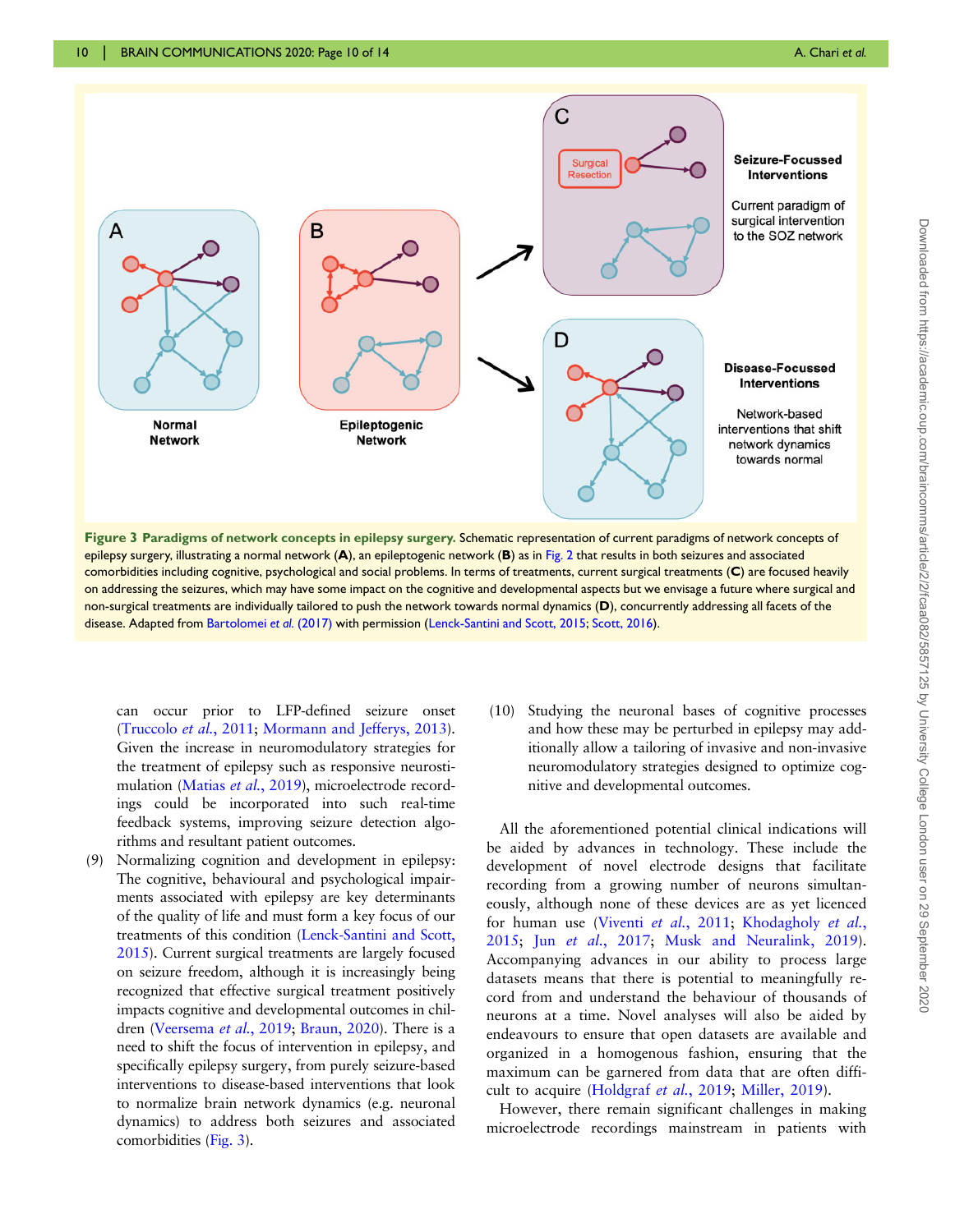**Figure 3 Paradigms of network concepts in epilepsy surgery.** Schematic representation of current paradigms of network concepts of epilepsy surgery, illustrating a normal network (**A**), an epileptogenic network (**B**) as in Fig. 2 that results in both seizures and associated comorbidities including cognitive, psychological and social problems. In terms of treatments, current surgical treatments (**C**) are focused heavily on addressing the seizures, which may have some impact on the cognitive and developmental aspects but we envisage a future where surgical and non-surgical treatments are individually tailored to push the network towards normal dynamics (**D**), concurrently addressing all facets of the disease. Adapted from Bartolomei *et al.* (2017) with permission (Lenck-Santini and Scott, 2015; Scott, 2016).

can occur prior to LFP-defined seizure onset (Truccolo *et al.*, 2011; Mormann and Jefferys, 2013). Given the increase in neuromodulatory strategies for the treatment of epilepsy such as responsive neurostimulation (Matias *et al.*, 2019), microelectrode recordings could be incorporated into such real-time feedback systems, improving seizure detection algorithms and resultant patient outcomes.

(9) Normalizing cognition and development in epilepsy: The cognitive, behavioural and psychological impairments associated with epilepsy are key determinants of the quality of life and must form a key focus of our treatments of this condition (Lenck-Santini and Scott, 2015). Current surgical treatments are largely focused on seizure freedom, although it is increasingly being recognized that effective surgical treatment positively impacts cognitive and developmental outcomes in children (Veersema *et al.*, 2019; Braun, 2020). There is a need to shift the focus of intervention in epilepsy, and specifically epilepsy surgery, from purely seizure-based interventions to disease-based interventions that look to normalize brain network dynamics (e.g. neuronal dynamics) to address both seizures and associated comorbidities (Fig. 3).

(10) Studying the neuronal bases of cognitive processes and how these may be perturbed in epilepsy may additionally allow a tailoring of invasive and non-invasive neuromodulatory strategies designed to optimize cognitive and developmental outcomes.

All the aforementioned potential clinical indications will be aided by advances in technology. These include the development of novel electrode designs that facilitate recording from a growing number of neurons simultaneously, although none of these devices are as yet licenced for human use (Viventi *et al.*, 2011; Khodagholy *et al.*, 2015; Jun *et al.*, 2017; Musk and Neuralink, 2019). Accompanying advances in our ability to process large datasets means that there is potential to meaningfully record from and understand the behaviour of thousands of neurons at a time. Novel analyses will also be aided by endeavours to ensure that open datasets are available and organized in a homogenous fashion, ensuring that the maximum can be garnered from data that are often difficult to acquire (Holdgraf *et al.*, 2019; Miller, 2019).

However, there remain significant challenges in making microelectrode recordings mainstream in patients with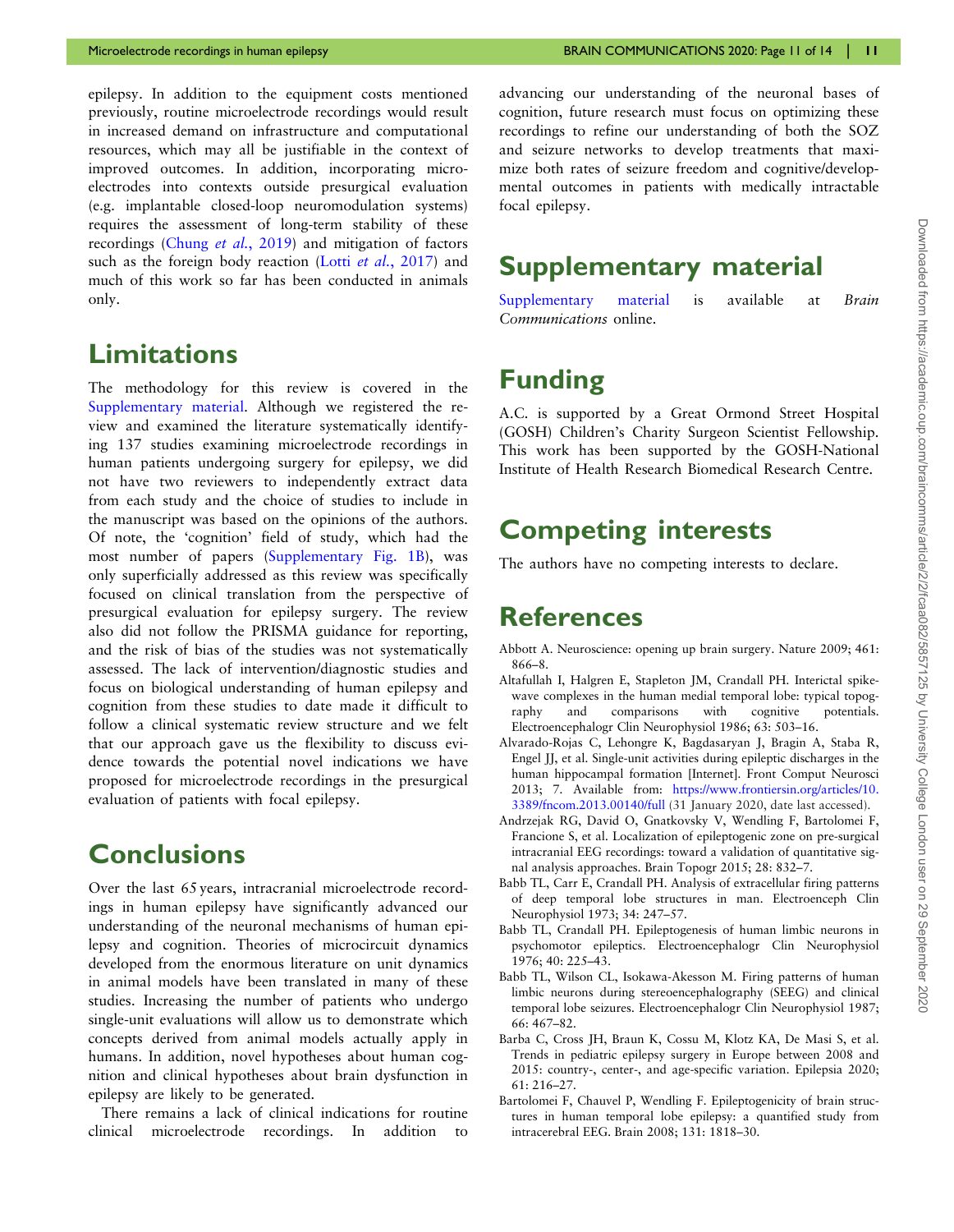epilepsy. In addition to the equipment costs mentioned previously, routine microelectrode recordings would result in increased demand on infrastructure and computational resources, which may all be justifiable in the context of improved outcomes. In addition, incorporating microelectrodes into contexts outside presurgical evaluation (e.g. implantable closed-loop neuromodulation systems) requires the assessment of long-term stability of these recordings (Chung *et al.*, 2019) and mitigation of factors such as the foreign body reaction (Lotti *et al.*, 2017) and much of this work so far has been conducted in animals only.

# Limitations

The methodology for this review is covered in the Supplementary material. Although we registered the review and examined the literature systematically identifying 137 studies examining microelectrode recordings in human patients undergoing surgery for epilepsy, we did not have two reviewers to independently extract data from each study and the choice of studies to include in the manuscript was based on the opinions of the authors. Of note, the 'cognition' field of study, which had the most number of papers (Supplementary Fig. 1B), was only superficially addressed as this review was specifically focused on clinical translation from the perspective of presurgical evaluation for epilepsy surgery. The review also did not follow the PRISMA guidance for reporting, and the risk of bias of the studies was not systematically assessed. The lack of intervention/diagnostic studies and focus on biological understanding of human epilepsy and cognition from these studies to date made it difficult to follow a clinical systematic review structure and we felt that our approach gave us the flexibility to discuss evidence towards the potential novel indications we have proposed for microelectrode recordings in the presurgical evaluation of patients with focal epilepsy.

# Conclusions

Over the last 65 years, intracranial microelectrode recordings in human epilepsy have significantly advanced our understanding of the neuronal mechanisms of human epilepsy and cognition. Theories of microcircuit dynamics developed from the enormous literature on unit dynamics in animal models have been translated in many of these studies. Increasing the number of patients who undergo single-unit evaluations will allow us to demonstrate which concepts derived from animal models actually apply in humans. In addition, novel hypotheses about human cognition and clinical hypotheses about brain dysfunction in epilepsy are likely to be generated.

There remains a lack of clinical indications for routine clinical microelectrode recordings. In addition to advancing our understanding of the neuronal bases of cognition, future research must focus on optimizing these recordings to refine our understanding of both the SOZ and seizure networks to develop treatments that maximize both rates of seizure freedom and cognitive/developmental outcomes in patients with medically intractable focal epilepsy.

# Supplementary material

Supplementary material is available at *Brain Communications* online.

# Funding

A.C. is supported by a Great Ormond Street Hospital (GOSH) Children's Charity Surgeon Scientist Fellowship. This work has been supported by the GOSH-National Institute of Health Research Biomedical Research Centre.

# Competing interests

The authors have no competing interests to declare.

# References

Abbott A. Neuroscience: opening up brain surgery. Nature 2009; 461: 866–8.

Altafullah I, Halgren E, Stapleton JM, Crandall PH. Interictal spike-wave complexes in the human medial temporal lobe: typical topography and comparisons with cognitive potentials. Electroencephalogr Clin Neurophysiol 1986; 63: 503–16.

Alvarado-Rojas C, Lehongre K, Bagdasaryan J, Bragin A, Staba R, Engel JJ, et al. Single-unit activities during epileptic discharges in the human hippocampal formation [Internet]. Front Comput Neurosci 2013; 7. Available from: https://www.frontiersin.org/articles/10.3389/fncom.2013.00140/full (31 January 2020, date last accessed).

Andrzejak RG, David O, Gnatkovsky V, Wendling F, Bartolomei F, Francione S, et al. Localization of epileptogenic zone on pre-surgical intracranial EEG recordings: toward a validation of quantitative signal analysis approaches. Brain Topogr 2015; 28: 832–7.

Babb TL, Carr E, Crandall PH. Analysis of extracellular firing patterns of deep temporal lobe structures in man. Electroenceph Clin Neurophysiol 1973; 34: 247–57.

Babb TL, Crandall PH. Epileptogenesis of human limbic neurons in psychomotor epileptics. Electroencephalogr Clin Neurophysiol 1976; 40: 225–43.

Babb TL, Wilson CL, Isokawa-Akesson M. Firing patterns of human limbic neurons during stereoencephalography (SEEG) and clinical temporal lobe seizures. Electroencephalogr Clin Neurophysiol 1987; 66: 467–82.

Barba C, Cross JH, Braun K, Cossu M, Klotz KA, De Masi S, et al. Trends in pediatric epilepsy surgery in Europe between 2008 and 2015: country-, center-, and age-specific variation. Epilepsia 2020; 61: 216–27.

Bartolomei F, Chauvel P, Wendling F. Epileptogenicity of brain structures in human temporal lobe epilepsy: a quantified study from intracerebral EEG. Brain 2008; 131: 1818–30.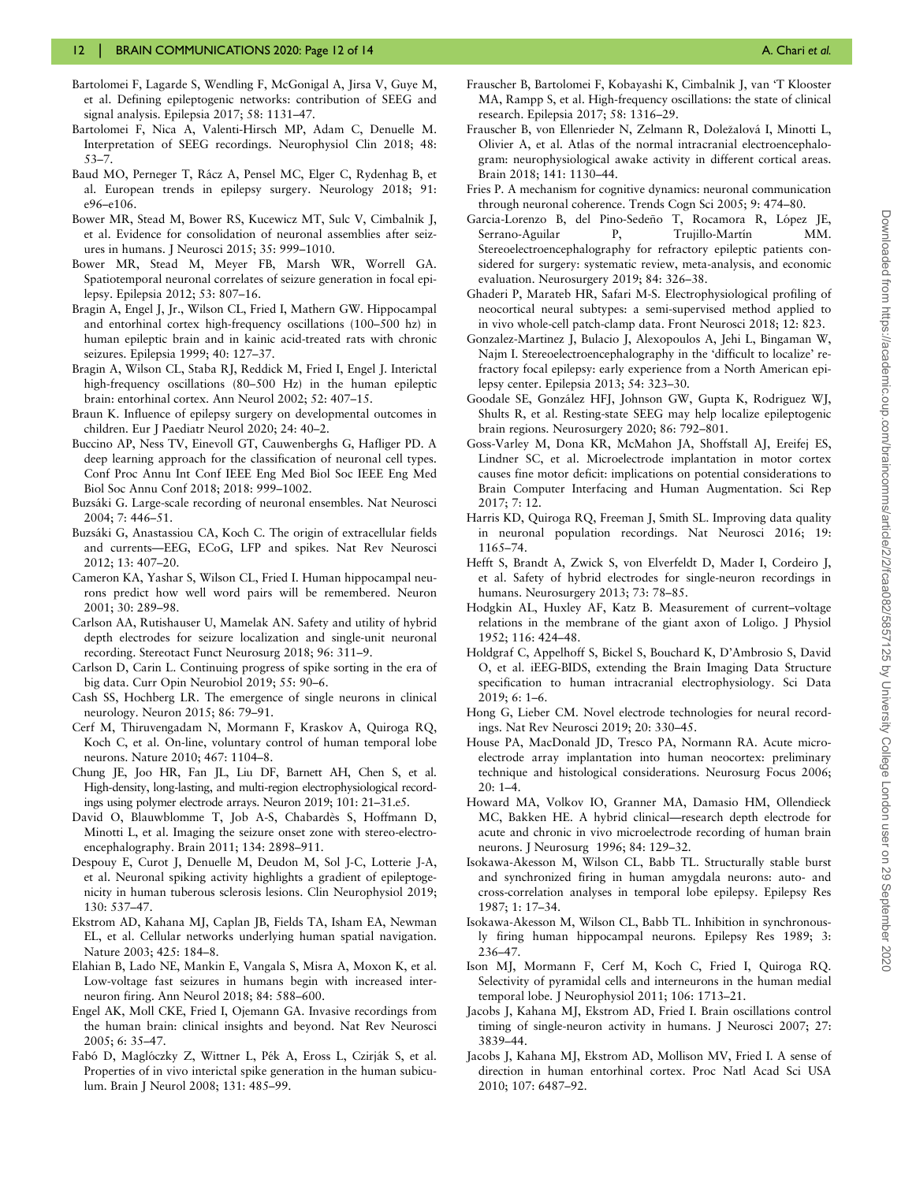Bartolomei F, Lagarde S, Wendling F, McGonigal A, Jirsa V, Guye M, et al. Defining epileptogenic networks: contribution of SEEG and signal analysis. Epilepsia 2017; 58: 1131–47.

Bartolomei F, Nica A, Valenti-Hirsch MP, Adam C, Denuelle M. Interpretation of SEEG recordings. Neurophysiol Clin 2018; 48: 53–7.

Baud MO, Perneger T, Rácz A, Pensel MC, Elger C, Rydenhag B, et al. European trends in epilepsy surgery. Neurology 2018; 91: e96–e106.

Bower MR, Stead M, Bower RS, Kucewicz MT, Sulc V, Cimbalnik J, et al. Evidence for consolidation of neuronal assemblies after seizures in humans. J Neurosci 2015; 35: 999–1010.

Bower MR, Stead M, Meyer FB, Marsh WR, Worrell GA. Spatiotemporal neuronal correlates of seizure generation in focal epilepsy. Epilepsia 2012; 53: 807–16.

Bragin A, Engel J, Jr., Wilson CL, Fried I, Mathern GW. Hippocampal and entorhinal cortex high-frequency oscillations (100–500 hz) in human epileptic brain and in kainic acid-treated rats with chronic seizures. Epilepsia 1999; 40: 127–37.

Bragin A, Wilson CL, Staba RJ, Reddick M, Fried I, Engel J. Interictal high-frequency oscillations (80–500 Hz) in the human epileptic brain: entorhinal cortex. Ann Neurol 2002; 52: 407–15.

Braun K. Influence of epilepsy surgery on developmental outcomes in children. Eur J Paediatr Neurol 2020; 24: 40–2.

Buccino AP, Ness TV, Einevoll GT, Cauwenberghs G, Hafliger PD. A deep learning approach for the classification of neuronal cell types. Conf Proc Annu Int Conf IEEE Eng Med Biol Soc IEEE Eng Med Biol Soc Annu Conf 2018; 2018: 999–1002.

Buzsáki G. Large-scale recording of neuronal ensembles. Nat Neurosci 2004; 7: 446–51.

Buzsáki G, Anastassiou CA, Koch C. The origin of extracellular fields and currents—EEG, ECoG, LFP and spikes. Nat Rev Neurosci 2012; 13: 407–20.

Cameron KA, Yashar S, Wilson CL, Fried I. Human hippocampal neurons predict how well word pairs will be remembered. Neuron 2001; 30: 289–98.

Carlson AA, Rutishauser U, Mamelak AN. Safety and utility of hybrid depth electrodes for seizure localization and single-unit neuronal recording. Stereotact Funct Neurosurg 2018; 96: 311–9.

Carlson D, Carin L. Continuing progress of spike sorting in the era of big data. Curr Opin Neurobiol 2019; 55: 90–6.

Cash SS, Hochberg LR. The emergence of single neurons in clinical neurology. Neuron 2015; 86: 79–91.

Cerf M, Thiruvengadam N, Mormann F, Kraskov A, Quiroga RQ, Koch C, et al. On-line, voluntary control of human temporal lobe neurons. Nature 2010; 467: 1104–8.

Chung JE, Joo HR, Fan JL, Liu DF, Barnett AH, Chen S, et al. High-density, long-lasting, and multi-region electrophysiological recordings using polymer electrode arrays. Neuron 2019; 101: 21–31.e5.

David O, Blauwblomme T, Job A-S, Chabardès S, Hoffmann D, Minotti L, et al. Imaging the seizure onset zone with stereo-electroencephalography. Brain 2011; 134: 2898–911.

Despouy E, Curot J, Denuelle M, Deudon M, Sol J-C, Lotterie J-A, et al. Neuronal spiking activity highlights a gradient of epileptogenicity in human tuberous sclerosis lesions. Clin Neurophysiol 2019; 130: 537–47.

Ekstrom AD, Kahana MJ, Caplan JB, Fields TA, Isham EA, Newman EL, et al. Cellular networks underlying human spatial navigation. Nature 2003; 425: 184–8.

Elahian B, Lado NE, Mankin E, Vangala S, Misra A, Moxon K, et al. Low-voltage fast seizures in humans begin with increased interneuron firing. Ann Neurol 2018; 84: 588–600.

Engel AK, Moll CKE, Fried I, Ojemann GA. Invasive recordings from the human brain: clinical insights and beyond. Nat Rev Neurosci 2005; 6: 35–47.

Fabó D, Maglóczky Z, Wittner L, Pék A, Eross L, Czirják S, et al. Properties of in vivo interictal spike generation in the human subiculum. Brain J Neurol 2008; 131: 485–99.

Frauscher B, Bartolomei F, Kobayashi K, Cimbalnik J, van 'T Klooster MA, Rampp S, et al. High-frequency oscillations: the state of clinical research. Epilepsia 2017; 58: 1316–29.

Frauscher B, von Ellenrieder N, Zelmann R, Doležalová I, Minotti L, Olivier A, et al. Atlas of the normal intracranial electroencephalogram: neurophysiological awake activity in different cortical areas. Brain 2018; 141: 1130–44.

Fries P. A mechanism for cognitive dynamics: neuronal communication through neuronal coherence. Trends Cogn Sci 2005; 9: 474–80.

Garcia-Lorenzo B, del Pino-Sedeño T, Rocamora R, López JE, Serrano-Aguilar P, Trujillo-Martín MM. Stereoelectroencephalography for refractory epileptic patients considered for surgery: systematic review, meta-analysis, and economic evaluation. Neurosurgery 2019; 84: 326–38.

Ghaderi P, Marateb HR, Safari M-S. Electrophysiological profiling of neocortical neural subtypes: a semi-supervised method applied to in vivo whole-cell patch-clamp data. Front Neurosci 2018; 12: 823.

Gonzalez-Martinez J, Bulacio J, Alexopoulos A, Jehi L, Bingaman W, Najm I. Stereoelectroencephalography in the 'difficult to localize' refractory focal epilepsy: early experience from a North American epilepsy center. Epilepsia 2013; 54: 323–30.

Goodale SE, González HFJ, Johnson GW, Gupta K, Rodriguez WJ, Shults R, et al. Resting-state SEEG may help localize epileptogenic brain regions. Neurosurgery 2020; 86: 792–801.

Goss-Varley M, Dona KR, McMahon JA, Shoffstall AJ, Ereifej ES, Lindner SC, et al. Microelectrode implantation in motor cortex causes fine motor deficit: implications on potential considerations to Brain Computer Interfacing and Human Augmentation. Sci Rep 2017; 7: 12.

Harris KD, Quiroga RQ, Freeman J, Smith SL. Improving data quality in neuronal population recordings. Nat Neurosci 2016; 19: 1165–74.

Hefft S, Brandt A, Zwick S, von Elverfeldt D, Mader I, Cordeiro J, et al. Safety of hybrid electrodes for single-neuron recordings in humans. Neurosurgery 2013; 73: 78–85.

Hodgkin AL, Huxley AF, Katz B. Measurement of current–voltage relations in the membrane of the giant axon of Loligo. J Physiol 1952; 116: 424–48.

Holdgraf C, Appelhoff S, Bickel S, Bouchard K, D'Ambrosio S, David O, et al. iEEG-BIDS, extending the Brain Imaging Data Structure specification to human intracranial electrophysiology. Sci Data 2019; 6: 1–6.

Hong G, Lieber CM. Novel electrode technologies for neural recordings. Nat Rev Neurosci 2019; 20: 330–45.

House PA, MacDonald JD, Tresco PA, Normann RA. Acute microelectrode array implantation into human neocortex: preliminary technique and histological considerations. Neurosurg Focus 2006; 20: 1–4.

Howard MA, Volkov IO, Granner MA, Damasio HM, Ollendieck MC, Bakken HE. A hybrid clinical—research depth electrode for acute and chronic in vivo microelectrode recording of human brain neurons. J Neurosurg 1996; 84: 129–32.

Isokawa-Akesson M, Wilson CL, Babb TL. Structurally stable burst and synchronized firing in human amygdala neurons: auto- and cross-correlation analyses in temporal lobe epilepsy. Epilepsy Res 1987; 1: 17–34.

Isokawa-Akesson M, Wilson CL, Babb TL. Inhibition in synchronously firing human hippocampal neurons. Epilepsy Res 1989; 3: 236–47.

Ison MJ, Mormann F, Cerf M, Koch C, Fried I, Quiroga RQ. Selectivity of pyramidal cells and interneurons in the human medial temporal lobe. J Neurophysiol 2011; 106: 1713–21.

Jacobs J, Kahana MJ, Ekstrom AD, Fried I. Brain oscillations control timing of single-neuron activity in humans. J Neurosci 2007; 27: 3839–44.

Jacobs J, Kahana MJ, Ekstrom AD, Mollison MV, Fried I. A sense of direction in human entorhinal cortex. Proc Natl Acad Sci USA 2010; 107: 6487–92.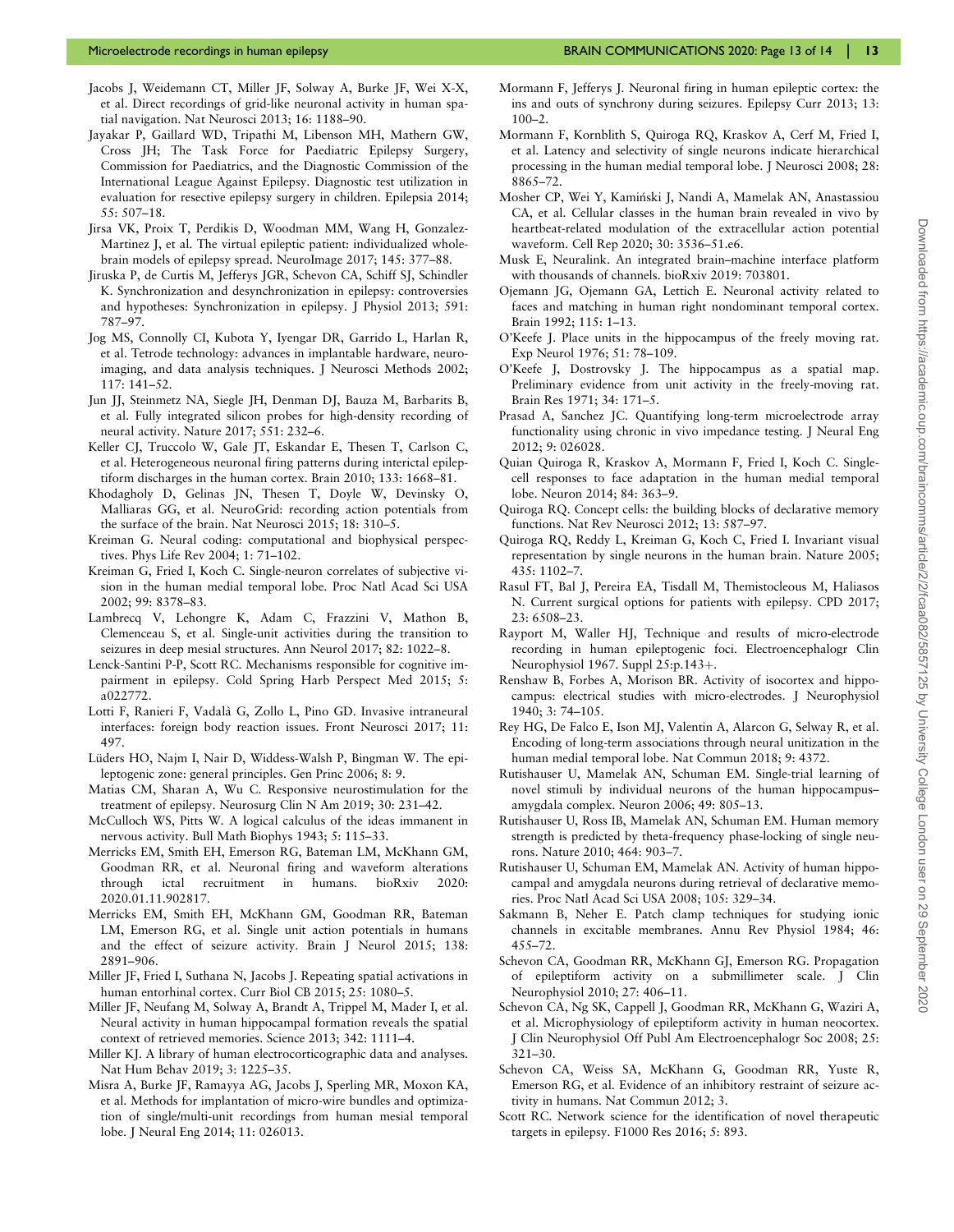Jacobs J, Weidemann CT, Miller JF, Solway A, Burke JF, Wei X-X, et al. Direct recordings of grid-like neuronal activity in human spatial navigation. Nat Neurosci 2013; 16: 1188–90.

Jayakar P, Gaillard WD, Tripathi M, Libenson MH, Mathern GW, Cross JH; The Task Force for Paediatric Epilepsy Surgery, Commission for Paediatrics, and the Diagnostic Commission of the International League Against Epilepsy. Diagnostic test utilization in evaluation for resective epilepsy surgery in children. Epilepsia 2014; 55: 507–18.

Jirsa VK, Proix T, Perdikis D, Woodman MM, Wang H, Gonzalez-Martinez J, et al. The virtual epileptic patient: individualized whole-brain models of epilepsy spread. NeuroImage 2017; 145: 377–88.

Jiruska P, de Curtis M, Jefferys JGR, Schevon CA, Schiff SJ, Schindler K. Synchronization and desynchronization in epilepsy: controversies and hypotheses: Synchronization in epilepsy. J Physiol 2013; 591: 787–97.

Jog MS, Connolly CI, Kubota Y, Iyengar DR, Garrido L, Harlan R, et al. Tetrode technology: advances in implantable hardware, neuroimaging, and data analysis techniques. J Neurosci Methods 2002; 117: 141–52.

Jun JJ, Steinmetz NA, Siegle JH, Denman DJ, Bauza M, Barbarits B, et al. Fully integrated silicon probes for high-density recording of neural activity. Nature 2017; 551: 232–6.

Keller CJ, Truccolo W, Gale JT, Eskandar E, Thesen T, Carlson C, et al. Heterogeneous neuronal firing patterns during interictal epileptiform discharges in the human cortex. Brain 2010; 133: 1668–81.

Khodagholy D, Gelinas JN, Thesen T, Doyle W, Devinsky O, Malliaras GG, et al. NeuroGrid: recording action potentials from the surface of the brain. Nat Neurosci 2015; 18: 310–5.

Kreiman G. Neural coding: computational and biophysical perspectives. Phys Life Rev 2004; 1: 71–102.

Kreiman G, Fried I, Koch C. Single-neuron correlates of subjective vision in the human medial temporal lobe. Proc Natl Acad Sci USA 2002; 99: 8378–83.

Lambrecq V, Lehongre K, Adam C, Frazzini V, Mathon B, Clemenceau S, et al. Single-unit activities during the transition to seizures in deep mesial structures. Ann Neurol 2017; 82: 1022–8.

Lenck-Santini P-P, Scott RC. Mechanisms responsible for cognitive impairment in epilepsy. Cold Spring Harb Perspect Med 2015; 5: a022772.

Lotti F, Ranieri F, Vadalà G, Zollo L, Pino GD. Invasive intraneural interfaces: foreign body reaction issues. Front Neurosci 2017; 11: 497.

Lüders HO, Najm I, Nair D, Widdess-Walsh P, Bingman W. The epileptogenic zone: general principles. Gen Princ 2006; 8: 9.

Matias CM, Sharan A, Wu C. Responsive neurostimulation for the treatment of epilepsy. Neurosurg Clin N Am 2019; 30: 231–42.

McCulloch WS, Pitts W. A logical calculus of the ideas immanent in nervous activity. Bull Math Biophys 1943; 5: 115–33.

Merricks EM, Smith EH, Emerson RG, Bateman LM, McKhann GM, Goodman RR, et al. Neuronal firing and waveform alterations through ictal recruitment in humans. bioRxiv 2020: 2020.01.11.902817.

Merricks EM, Smith EH, McKhann GM, Goodman RR, Bateman LM, Emerson RG, et al. Single unit action potentials in humans and the effect of seizure activity. Brain J Neurol 2015; 138: 2891–906.

Miller JF, Fried I, Suthana N, Jacobs J. Repeating spatial activations in human entorhinal cortex. Curr Biol CB 2015; 25: 1080–5.

Miller JF, Neufang M, Solway A, Brandt A, Trippel M, Mader I, et al. Neural activity in human hippocampal formation reveals the spatial context of retrieved memories. Science 2013; 342: 1111–4.

Miller KJ. A library of human electrocorticographic data and analyses. Nat Hum Behav 2019; 3: 1225–35.

Misra A, Burke JF, Ramayya AG, Jacobs J, Sperling MR, Moxon KA, et al. Methods for implantation of micro-wire bundles and optimization of single/multi-unit recordings from human mesial temporal lobe. J Neural Eng 2014; 11: 026013.

Mormann F, Jefferys J. Neuronal firing in human epileptic cortex: the ins and outs of synchrony during seizures. Epilepsy Curr 2013; 13: 100–2.

Mormann F, Kornblith S, Quiroga RQ, Kraskov A, Cerf M, Fried I, et al. Latency and selectivity of single neurons indicate hierarchical processing in the human medial temporal lobe. J Neurosci 2008; 28: 8865–72.

Mosher CP, Wei Y, Kamiński J, Nandi A, Mamelak AN, Anastassiou CA, et al. Cellular classes in the human brain revealed in vivo by heartbeat-related modulation of the extracellular action potential waveform. Cell Rep 2020; 30: 3536–51.e6.

Musk E, Neuralink. An integrated brain–machine interface platform with thousands of channels. bioRxiv 2019: 703801.

Ojemann JG, Ojemann GA, Lettich E. Neuronal activity related to faces and matching in human right nondominant temporal cortex. Brain 1992; 115: 1–13.

O'Keefe J. Place units in the hippocampus of the freely moving rat. Exp Neurol 1976; 51: 78–109.

O'Keefe J, Dostrovsky J. The hippocampus as a spatial map. Preliminary evidence from unit activity in the freely-moving rat. Brain Res 1971; 34: 171–5.

Prasad A, Sanchez JC. Quantifying long-term microelectrode array functionality using chronic in vivo impedance testing. J Neural Eng 2012; 9: 026028.

Quian Quiroga R, Kraskov A, Mormann F, Fried I, Koch C. Single-cell responses to face adaptation in the human medial temporal lobe. Neuron 2014; 84: 363–9.

Quiroga RQ. Concept cells: the building blocks of declarative memory functions. Nat Rev Neurosci 2012; 13: 587–97.

Quiroga RQ, Reddy L, Kreiman G, Koch C, Fried I. Invariant visual representation by single neurons in the human brain. Nature 2005; 435: 1102–7.

Rasul FT, Bal J, Pereira EA, Tisdall M, Themistocleous M, Haliasos N. Current surgical options for patients with epilepsy. CPD 2017; 23: 6508–23.

Rayport M, Waller HJ, Technique and results of micro-electrode recording in human epileptogenic foci. Electroencephalogr Clin Neurophysiol 1967. Suppl 25:p.143+.

Renshaw B, Forbes A, Morison BR. Activity of isocortex and hippocampus: electrical studies with micro-electrodes. J Neurophysiol 1940; 3: 74–105.

Rey HG, De Falco E, Ison MJ, Valentin A, Alarcon G, Selway R, et al. Encoding of long-term associations through neural unitization in the human medial temporal lobe. Nat Commun 2018; 9: 4372.

Rutishauser U, Mamelak AN, Schuman EM. Single-trial learning of novel stimuli by individual neurons of the human hippocampus–amygdala complex. Neuron 2006; 49: 805–13.

Rutishauser U, Ross IB, Mamelak AN, Schuman EM. Human memory strength is predicted by theta-frequency phase-locking of single neurons. Nature 2010; 464: 903–7.

Rutishauser U, Schuman EM, Mamelak AN. Activity of human hippocampal and amygdala neurons during retrieval of declarative memories. Proc Natl Acad Sci USA 2008; 105: 329–34.

Sakmann B, Neher E. Patch clamp techniques for studying ionic channels in excitable membranes. Annu Rev Physiol 1984; 46: 455–72.

Schevon CA, Goodman RR, McKhann GJ, Emerson RG. Propagation of epileptiform activity on a submillimeter scale. J Clin Neurophysiol 2010; 27: 406–11.

Schevon CA, Ng SK, Cappell J, Goodman RR, McKhann G, Waziri A, et al. Microphysiology of epileptiform activity in human neocortex. J Clin Neurophysiol Off Publ Am Electroencephalogr Soc 2008; 25: 321–30.

Schevon CA, Weiss SA, McKhann G, Goodman RR, Yuste R, Emerson RG, et al. Evidence of an inhibitory restraint of seizure activity in humans. Nat Commun 2012; 3.

Scott RC. Network science for the identification of novel therapeutic targets in epilepsy. F1000 Res 2016; 5: 893.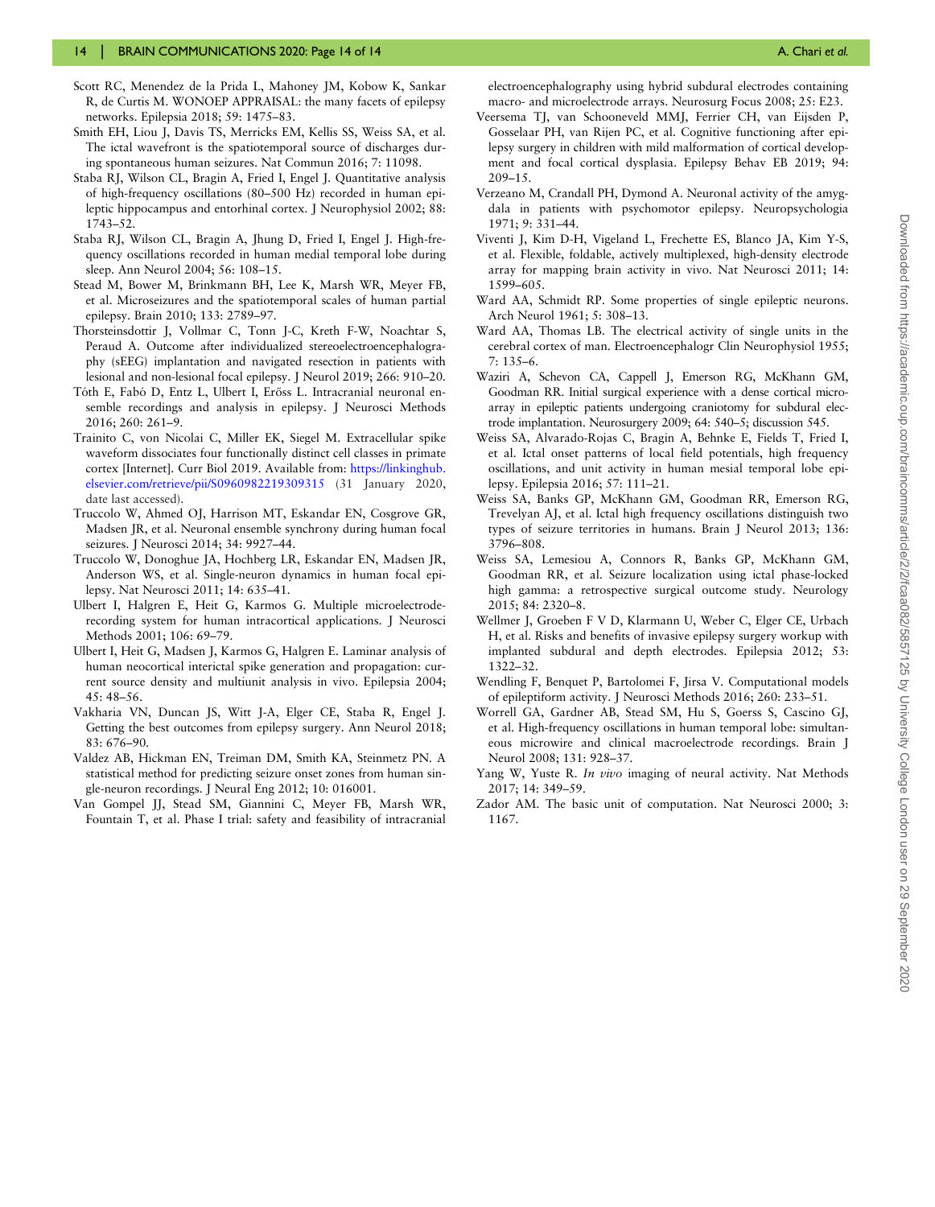Scott RC, Menendez de la Prida L, Mahoney JM, Kobow K, Sankar R, de Curtis M. WONOEP APPRAISAL: the many facets of epilepsy networks. Epilepsia 2018; 59: 1475–83.

Smith EH, Liou J, Davis TS, Merricks EM, Kellis SS, Weiss SA, et al. The ictal wavefront is the spatiotemporal source of discharges during spontaneous human seizures. Nat Commun 2016; 7: 11098.

Staba RJ, Wilson CL, Bragin A, Fried I, Engel J. Quantitative analysis of high-frequency oscillations (80–500 Hz) recorded in human epileptic hippocampus and entorhinal cortex. J Neurophysiol 2002; 88: 1743–52.

Staba RJ, Wilson CL, Bragin A, Jhung D, Fried I, Engel J. High-frequency oscillations recorded in human medial temporal lobe during sleep. Ann Neurol 2004; 56: 108–15.

Stead M, Bower M, Brinkmann BH, Lee K, Marsh WR, Meyer FB, et al. Microseizures and the spatiotemporal scales of human partial epilepsy. Brain 2010; 133: 2789–97.

Thorsteinsdottir J, Vollmar C, Tonn J-C, Kreth F-W, Noachtar S, Peraud A. Outcome after individualized stereoelectroencephalography (sEEG) implantation and navigated resection in patients with lesional and non-lesional focal epilepsy. J Neurol 2019; 266: 910–20.

Tóth E, Fabó D, Entz L, Ulbert I, Erőss L. Intracranial neuronal ensemble recordings and analysis in epilepsy. J Neurosci Methods 2016; 260: 261–9.

Trainito C, von Nicolai C, Miller EK, Siegel M. Extracellular spike waveform dissociates four functionally distinct cell classes in primate cortex [Internet]. Curr Biol 2019. Available from: https://linkinghub.elsevier.com/retrieve/pii/S0960982219309315 (31 January 2020, date last accessed).

Truccolo W, Ahmed OJ, Harrison MT, Eskandar EN, Cosgrove GR, Madsen JR, et al. Neuronal ensemble synchrony during human focal seizures. J Neurosci 2014; 34: 9927–44.

Truccolo W, Donoghue JA, Hochberg LR, Eskandar EN, Madsen JR, Anderson WS, et al. Single-neuron dynamics in human focal epilepsy. Nat Neurosci 2011; 14: 635–41.

Ulbert I, Halgren E, Heit G, Karmos G. Multiple microelectrode-recording system for human intracortical applications. J Neurosci Methods 2001; 106: 69–79.

Ulbert I, Heit G, Madsen J, Karmos G, Halgren E. Laminar analysis of human neocortical interictal spike generation and propagation: current source density and multiunit analysis in vivo. Epilepsia 2004; 45: 48–56.

Vakharia VN, Duncan JS, Witt J-A, Elger CE, Staba R, Engel J. Getting the best outcomes from epilepsy surgery. Ann Neurol 2018; 83: 676–90.

Valdez AB, Hickman EN, Treiman DM, Smith KA, Steinmetz PN. A statistical method for predicting seizure onset zones from human single-neuron recordings. J Neural Eng 2012; 10: 016001.

Van Gompel JJ, Stead SM, Giannini C, Meyer FB, Marsh WR, Fountain T, et al. Phase I trial: safety and feasibility of intracranial electroencephalography using hybrid subdural electrodes containing macro- and microelectrode arrays. Neurosurg Focus 2008; 25: E23.

Veersema TJ, van Schooneveld MMJ, Ferrier CH, van Eijsden P, Gosselaar PH, van Rijen PC, et al. Cognitive functioning after epilepsy surgery in children with mild malformation of cortical development and focal cortical dysplasia. Epilepsy Behav EB 2019; 94: 209–15.

Verzeano M, Crandall PH, Dymond A. Neuronal activity of the amygdala in patients with psychomotor epilepsy. Neuropsychologia 1971; 9: 331–44.

Viventi J, Kim D-H, Vigeland L, Frechette ES, Blanco JA, Kim Y-S, et al. Flexible, foldable, actively multiplexed, high-density electrode array for mapping brain activity in vivo. Nat Neurosci 2011; 14: 1599–605.

Ward AA, Schmidt RP. Some properties of single epileptic neurons. Arch Neurol 1961; 5: 308–13.

Ward AA, Thomas LB. The electrical activity of single units in the cerebral cortex of man. Electroencephalogr Clin Neurophysiol 1955; 7: 135–6.

Waziri A, Schevon CA, Cappell J, Emerson RG, McKhann GM, Goodman RR. Initial surgical experience with a dense cortical microarray in epileptic patients undergoing craniotomy for subdural electrode implantation. Neurosurgery 2009; 64: 540–5; discussion 545.

Weiss SA, Alvarado-Rojas C, Bragin A, Behnke E, Fields T, Fried I, et al. Ictal onset patterns of local field potentials, high frequency oscillations, and unit activity in human mesial temporal lobe epilepsy. Epilepsia 2016; 57: 111–21.

Weiss SA, Banks GP, McKhann GM, Goodman RR, Emerson RG, Trevelyan AJ, et al. Ictal high frequency oscillations distinguish two types of seizure territories in humans. Brain J Neurol 2013; 136: 3796–808.

Weiss SA, Lemesiou A, Connors R, Banks GP, McKhann GM, Goodman RR, et al. Seizure localization using ictal phase-locked high gamma: a retrospective surgical outcome study. Neurology 2015; 84: 2320–8.

Wellmer J, Groeben F V D, Klarmann U, Weber C, Elger CE, Urbach H, et al. Risks and benefits of invasive epilepsy surgery workup with implanted subdural and depth electrodes. Epilepsia 2012; 53: 1322–32.

Wendling F, Benquet P, Bartolomei F, Jirsa V. Computational models of epileptiform activity. J Neurosci Methods 2016; 260: 233–51.

Worrell GA, Gardner AB, Stead SM, Hu S, Goerss S, Cascino GJ, et al. High-frequency oscillations in human temporal lobe: simultaneous microwire and clinical macroelectrode recordings. Brain J Neurol 2008; 131: 928–37.

Yang W, Yuste R. *In vivo* imaging of neural activity. Nat Methods 2017; 14: 349–59.

Zador AM. The basic unit of computation. Nat Neurosci 2000; 3: 1167.